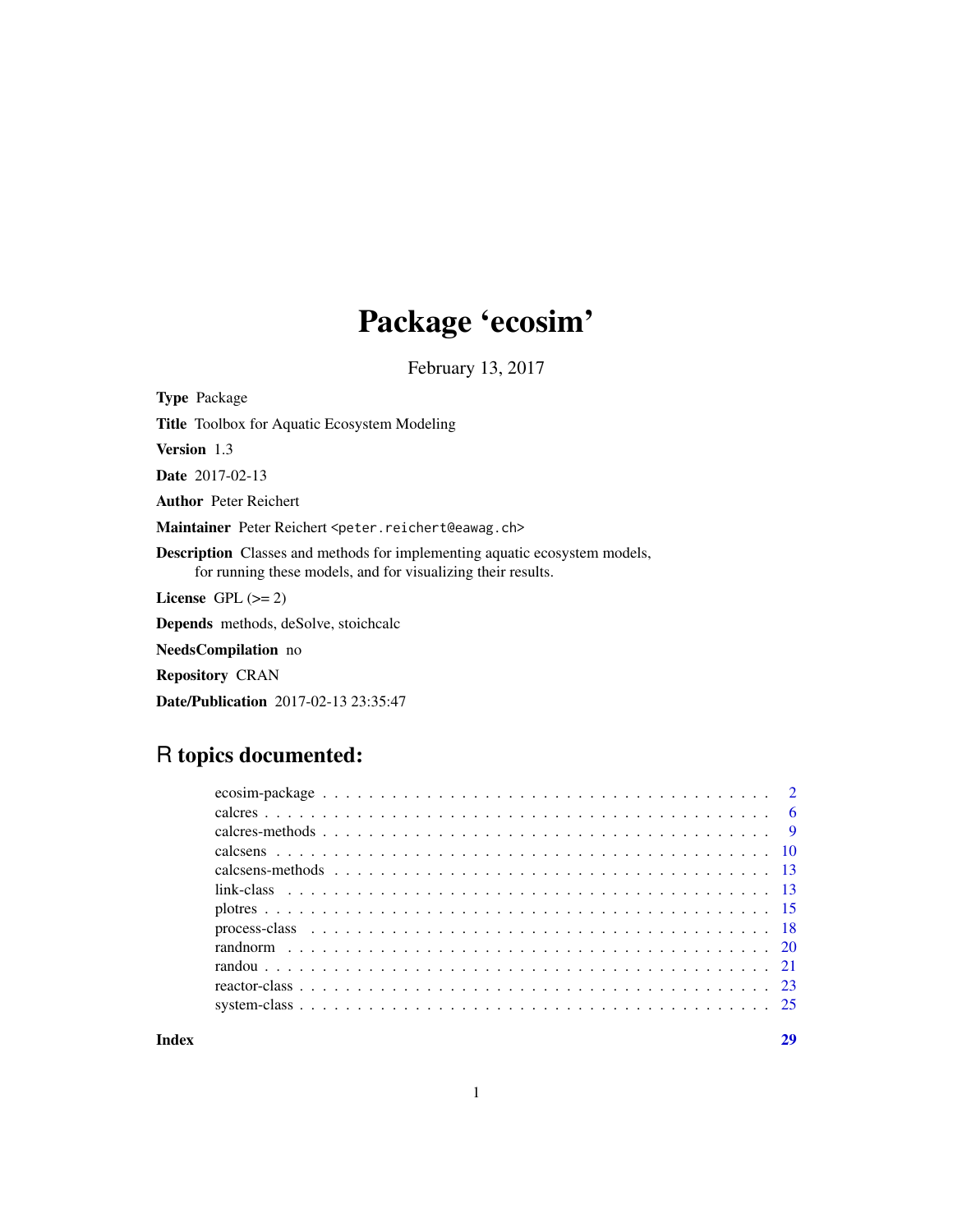# Package 'ecosim'

February 13, 2017

**Type** Package

**Title** Toolbox for Aquatic Ecosystem Modeling

**Version** 1.3

**Date** 2017-02-13

**Author** Peter Reichert

**Maintainer** Peter Reichert <peter.reichert@eawag.ch>

**Description** Classes and methods for implementing aquatic ecosystem models, for running these models, and for visualizing their results.

**License** GPL (>= 2)

**Depends** methods, deSolve, stoichcalc

**NeedsCompilation** no

**Repository** CRAN

**Date/Publication** 2017-02-13 23:35:47

## R topics documented:

| | |
|---|---|
| ecosim-package | 2 |
| calcres | 6 |
| calcres-methods | 9 |
| calcsens | 10 |
| calcsens-methods | 13 |
| link-class | 13 |
| plotres | 15 |
| process-class | 18 |
| randnorm | 20 |
| randou | 21 |
| reactor-class | 23 |
| system-class | 25 |
| **Index** | **29** |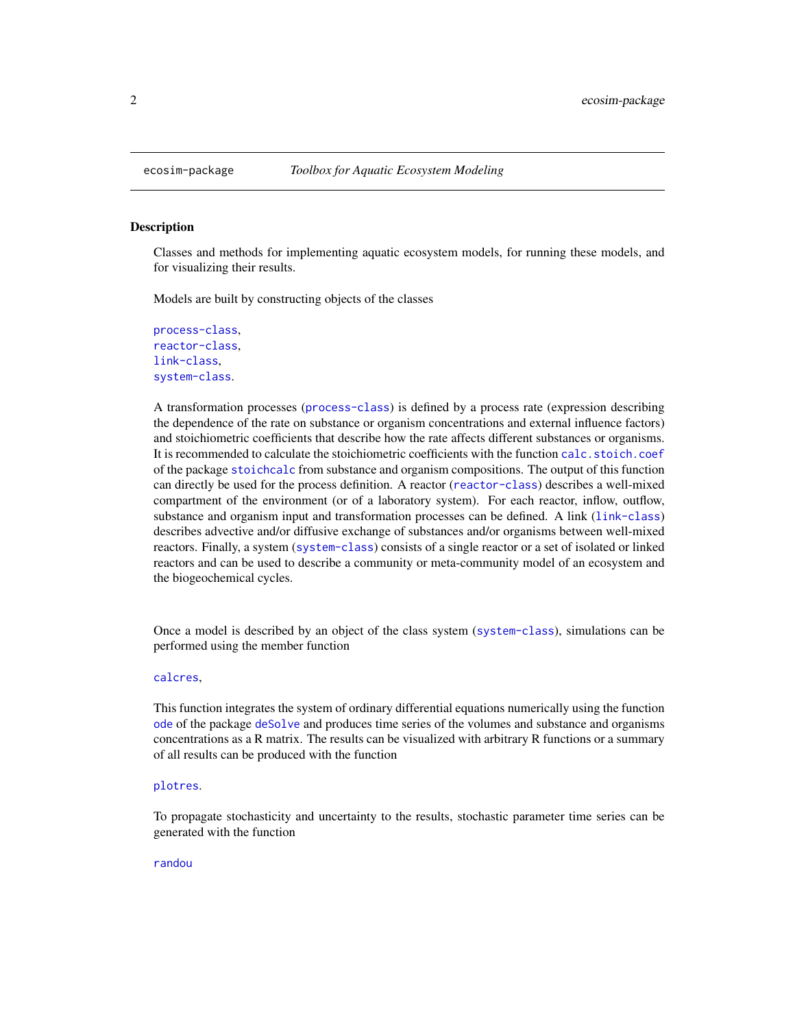ecosim-package    *Toolbox for Aquatic Ecosystem Modeling*

## Description

Classes and methods for implementing aquatic ecosystem models, for running these models, and for visualizing their results.

Models are built by constructing objects of the classes

`process-class`,
`reactor-class`,
`link-class`,
`system-class`.

A transformation processes (`process-class`) is defined by a process rate (expression describing the dependence of the rate on substance or organism concentrations and external influence factors) and stoichiometric coefficients that describe how the rate affects different substances or organisms. It is recommended to calculate the stoichiometric coefficients with the function `calc.stoich.coef` of the package `stoichcalc` from substance and organism compositions. The output of this function can directly be used for the process definition. A reactor (`reactor-class`) describes a well-mixed compartment of the environment (or of a laboratory system). For each reactor, inflow, outflow, substance and organism input and transformation processes can be defined. A link (`link-class`) describes advective and/or diffusive exchange of substances and/or organisms between well-mixed reactors. Finally, a system (`system-class`) consists of a single reactor or a set of isolated or linked reactors and can be used to describe a community or meta-community model of an ecosystem and the biogeochemical cycles.

Once a model is described by an object of the class system (`system-class`), simulations can be performed using the member function

`calcres`,

This function integrates the system of ordinary differential equations numerically using the function `ode` of the package `deSolve` and produces time series of the volumes and substance and organisms concentrations as a R matrix. The results can be visualized with arbitrary R functions or a summary of all results can be produced with the function

`plotres`.

To propagate stochasticity and uncertainty to the results, stochastic parameter time series can be generated with the function

`randou`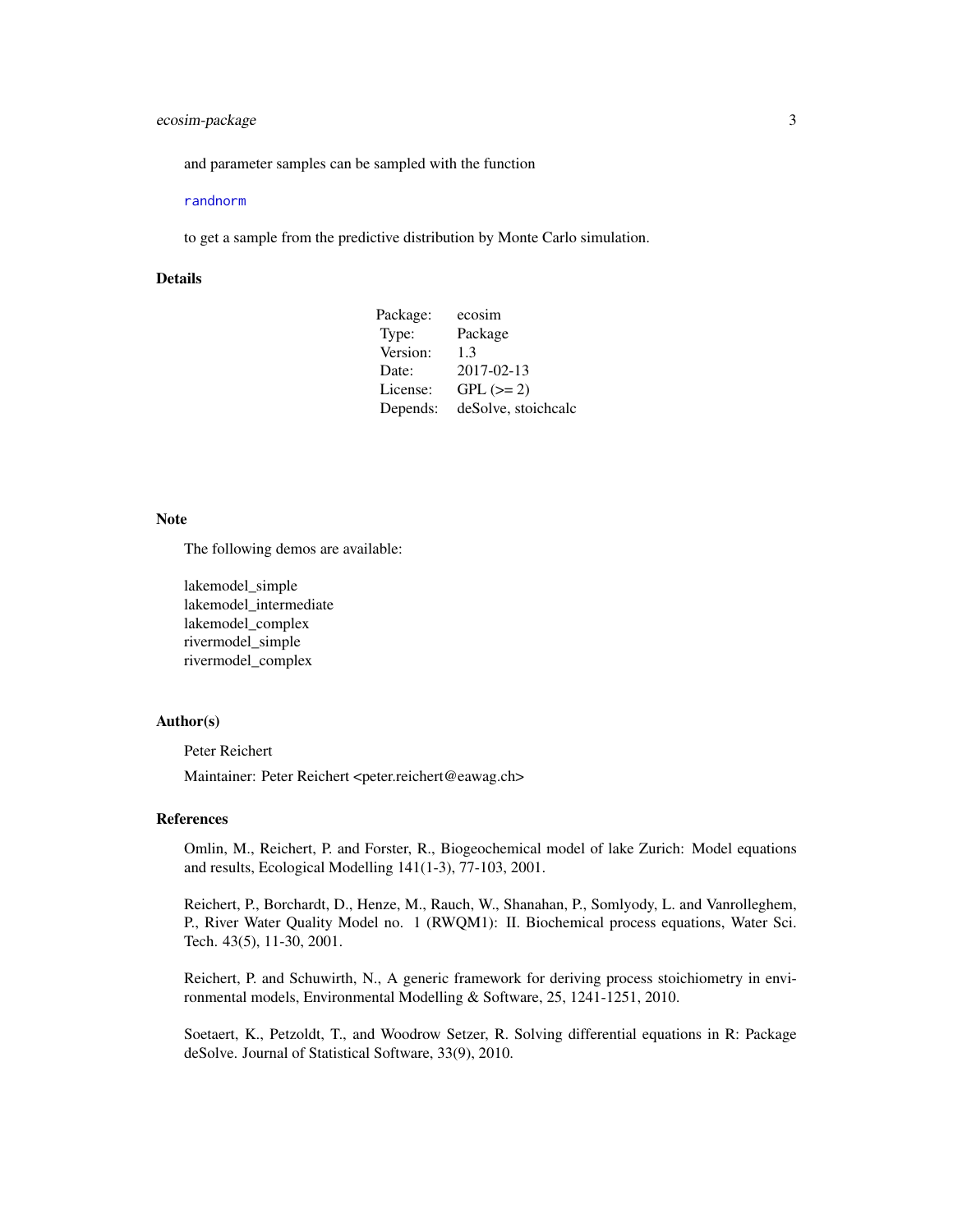and parameter samples can be sampled with the function

randnorm

to get a sample from the predictive distribution by Monte Carlo simulation.

## Details

| | |
|---|---|
| Package: | ecosim |
| Type: | Package |
| Version: | 1.3 |
| Date: | 2017-02-13 |
| License: | GPL (>= 2) |
| Depends: | deSolve, stoichcalc |

## Note

The following demos are available:

lakemodel_simple
lakemodel_intermediate
lakemodel_complex
rivermodel_simple
rivermodel_complex

## Author(s)

Peter Reichert

Maintainer: Peter Reichert <peter.reichert@eawag.ch>

## References

Omlin, M., Reichert, P. and Forster, R., Biogeochemical model of lake Zurich: Model equations and results, Ecological Modelling 141(1-3), 77-103, 2001.

Reichert, P., Borchardt, D., Henze, M., Rauch, W., Shanahan, P., Somlyody, L. and Vanrolleghem, P., River Water Quality Model no. 1 (RWQM1): II. Biochemical process equations, Water Sci. Tech. 43(5), 11-30, 2001.

Reichert, P. and Schuwirth, N., A generic framework for deriving process stoichiometry in environmental models, Environmental Modelling & Software, 25, 1241-1251, 2010.

Soetaert, K., Petzoldt, T., and Woodrow Setzer, R. Solving differential equations in R: Package deSolve. Journal of Statistical Software, 33(9), 2010.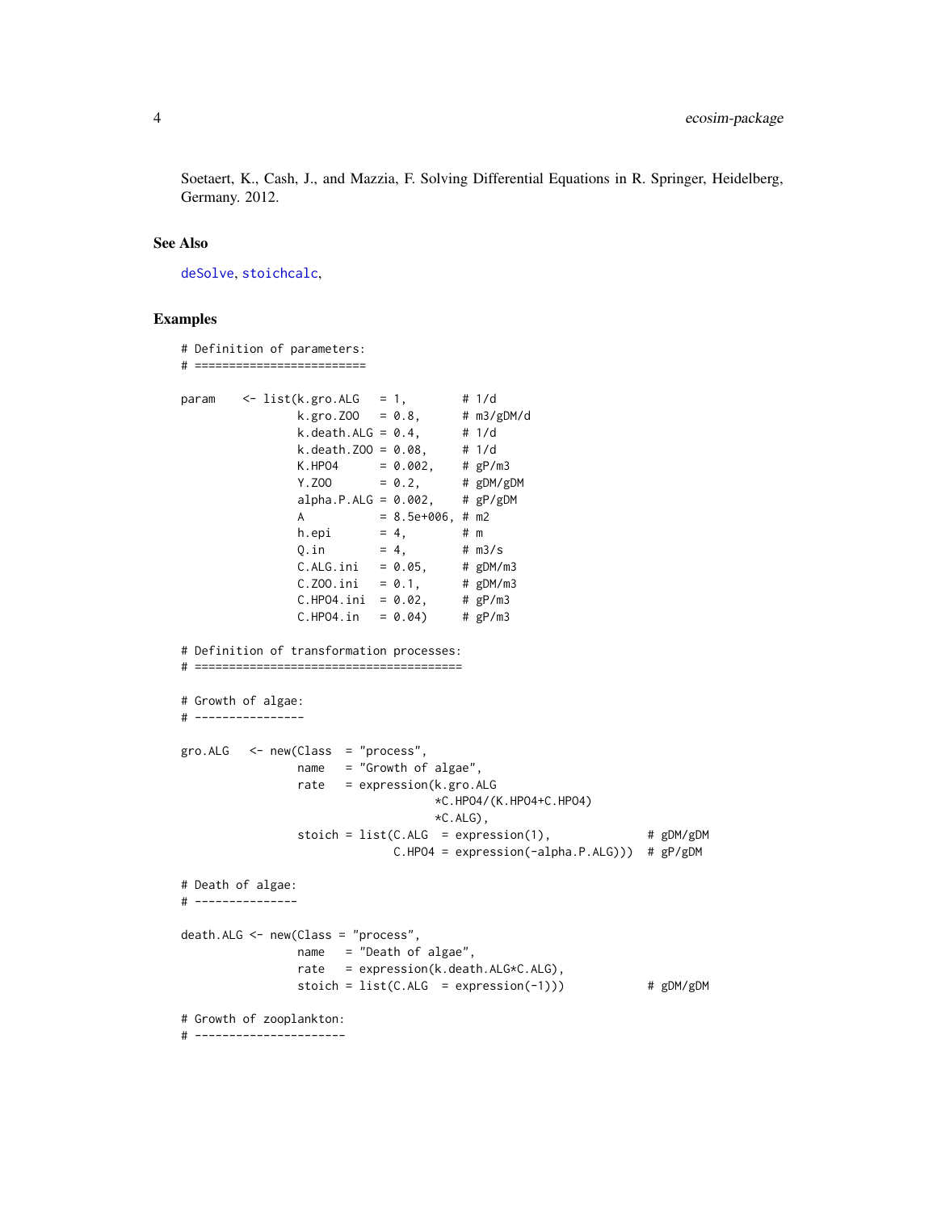Soetaert, K., Cash, J., and Mazzia, F. Solving Differential Equations in R. Springer, Heidelberg, Germany. 2012.

## See Also

deSolve, stoichcalc,

## Examples

```
# Definition of parameters:
# =========================

param    <- list(k.gro.ALG   = 1,        # 1/d
                 k.gro.ZOO   = 0.8,      # m3/gDM/d
                 k.death.ALG = 0.4,      # 1/d
                 k.death.ZOO = 0.08,     # 1/d
                 K.HPO4      = 0.002,    # gP/m3
                 Y.ZOO       = 0.2,      # gDM/gDM
                 alpha.P.ALG = 0.002,    # gP/gDM
                 A           = 8.5e+006, # m2
                 h.epi       = 4,        # m
                 Q.in        = 4,        # m3/s
                 C.ALG.ini   = 0.05,     # gDM/m3
                 C.ZOO.ini   = 0.1,      # gDM/m3
                 C.HPO4.ini  = 0.02,     # gP/m3
                 C.HPO4.in   = 0.04)     # gP/m3

# Definition of transformation processes:
# =======================================

# Growth of algae:
# ----------------

gro.ALG   <- new(Class  = "process",
                 name   = "Growth of algae",
                 rate   = expression(k.gro.ALG
                                     *C.HPO4/(K.HPO4+C.HPO4)
                                     *C.ALG),
                 stoich = list(C.ALG  = expression(1),              # gDM/gDM
                               C.HPO4 = expression(-alpha.P.ALG)))  # gP/gDM

# Death of algae:
# ---------------

death.ALG <- new(Class = "process",
                 name   = "Death of algae",
                 rate   = expression(k.death.ALG*C.ALG),
                 stoich = list(C.ALG  = expression(-1)))            # gDM/gDM

# Growth of zooplankton:
# ----------------------
```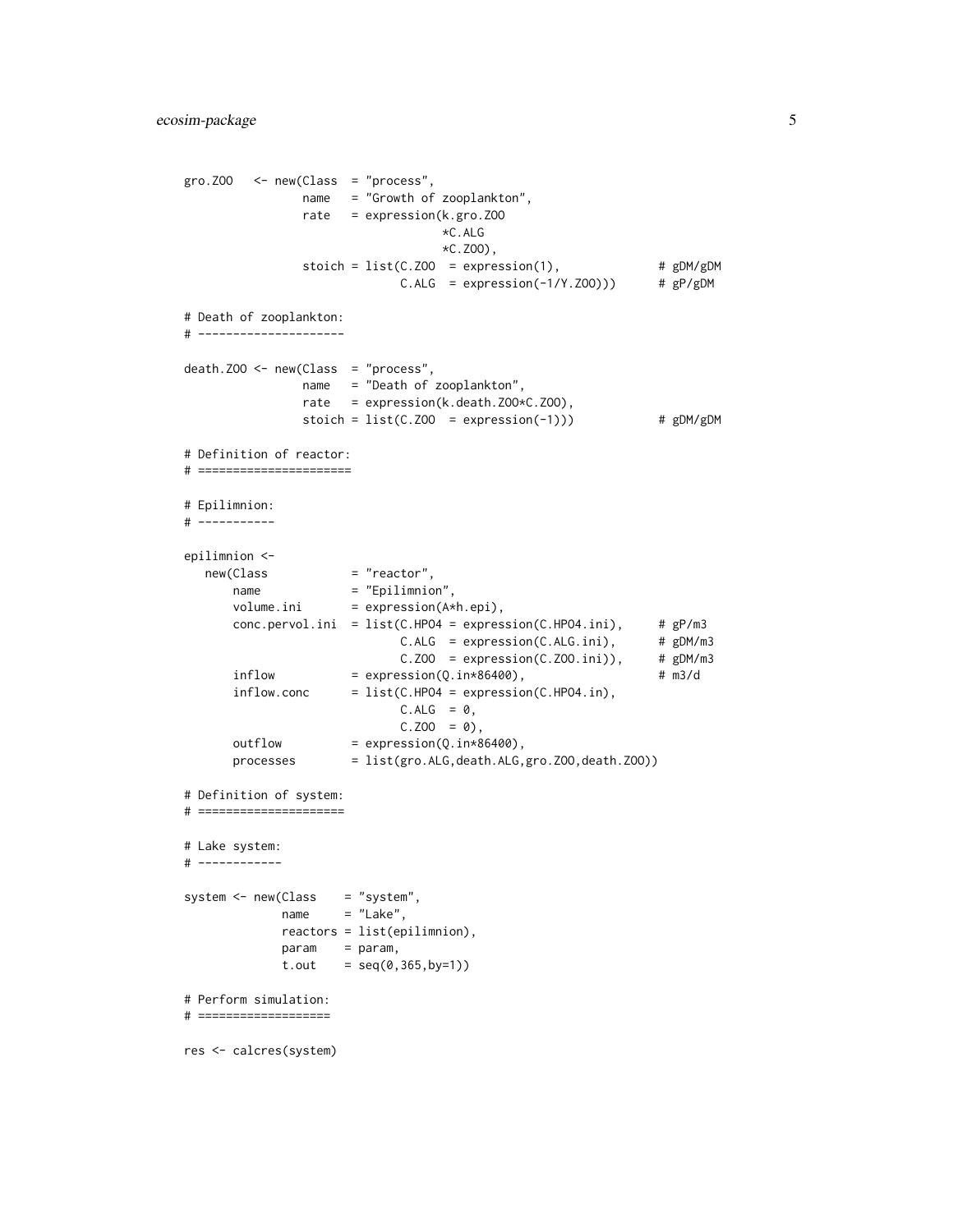```
gro.ZOO   <- new(Class  = "process",
                 name   = "Growth of zooplankton",
                 rate   = expression(k.gro.ZOO
                                     *C.ALG
                                     *C.ZOO),
                 stoich = list(C.ZOO  = expression(1),              # gDM/gDM
                               C.ALG  = expression(-1/Y.ZOO)))      # gP/gDM

# Death of zooplankton:
# ---------------------

death.ZOO <- new(Class  = "process",
                 name   = "Death of zooplankton",
                 rate   = expression(k.death.ZOO*C.ZOO),
                 stoich = list(C.ZOO  = expression(-1)))            # gDM/gDM

# Definition of reactor:
# ======================

# Epilimnion:
# -----------

epilimnion <-
   new(Class            = "reactor",
       name             = "Epilimnion",
       volume.ini       = expression(A*h.epi),
       conc.pervol.ini  = list(C.HPO4 = expression(C.HPO4.ini),     # gP/m3
                               C.ALG  = expression(C.ALG.ini),      # gDM/m3
                               C.ZOO  = expression(C.ZOO.ini)),     # gDM/m3
       inflow           = expression(Q.in*86400),                   # m3/d
       inflow.conc      = list(C.HPO4 = expression(C.HPO4.in),
                               C.ALG  = 0,
                               C.ZOO  = 0),
       outflow          = expression(Q.in*86400),
       processes        = list(gro.ALG,death.ALG,gro.ZOO,death.ZOO))

# Definition of system:
# =====================

# Lake system:
# ------------

system <- new(Class    = "system",
              name     = "Lake",
              reactors = list(epilimnion),
              param    = param,
              t.out    = seq(0,365,by=1))

# Perform simulation:
# ===================

res <- calcres(system)
```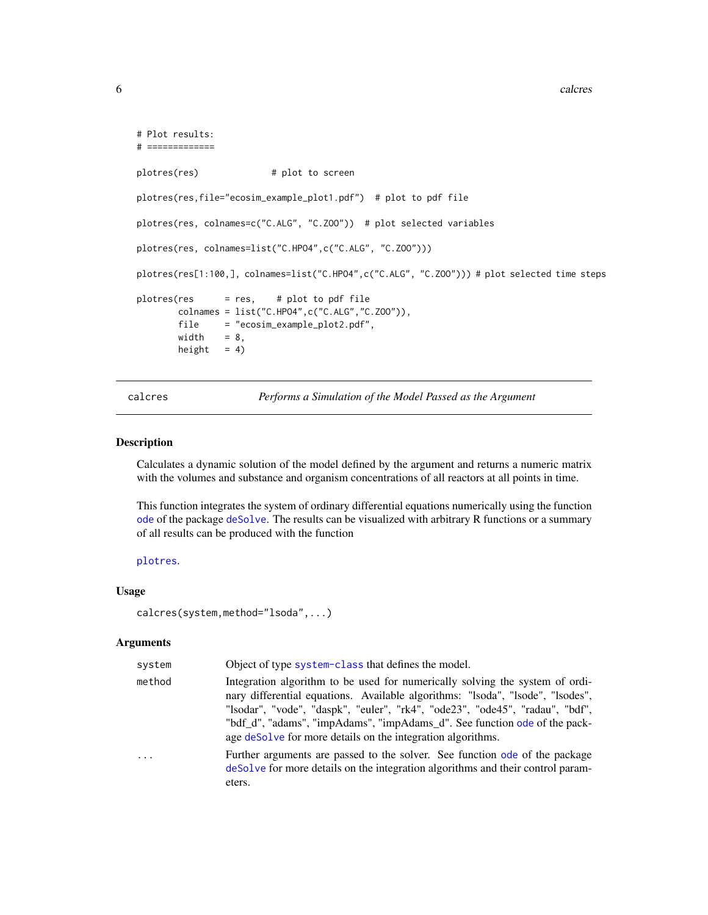```
# Plot results:
# ============

plotres(res)             # plot to screen

plotres(res,file="ecosim_example_plot1.pdf")  # plot to pdf file

plotres(res, colnames=c("C.ALG", "C.ZOO"))  # plot selected variables

plotres(res, colnames=list("C.HPO4",c("C.ALG", "C.ZOO")))

plotres(res[1:100,], colnames=list("C.HPO4",c("C.ALG", "C.ZOO"))) # plot selected time steps

plotres(res      = res,    # plot to pdf file
        colnames = list("C.HPO4",c("C.ALG","C.ZOO")),
        file     = "ecosim_example_plot2.pdf",
        width    = 8,
        height   = 4)
```

## calcres — *Performs a Simulation of the Model Passed as the Argument*

### Description

Calculates a dynamic solution of the model defined by the argument and returns a numeric matrix with the volumes and substance and organism concentrations of all reactors at all points in time.

This function integrates the system of ordinary differential equations numerically using the function `ode` of the package `deSolve`. The results can be visualized with arbitrary R functions or a summary of all results can be produced with the function

`plotres`.

### Usage

```
calcres(system,method="lsoda",...)
```

### Arguments

| | |
|---|---|
| `system` | Object of type `system-class` that defines the model. |
| `method` | Integration algorithm to be used for numerically solving the system of ordinary differential equations. Available algorithms: "lsoda", "lsode", "lsodes", "lsodar", "vode", "daspk", "euler", "rk4", "ode23", "ode45", "radau", "bdf", "bdf_d", "adams", "impAdams", "impAdams_d". See function `ode` of the package `deSolve` for more details on the integration algorithms. |
| `...` | Further arguments are passed to the solver. See function `ode` of the package `deSolve` for more details on the integration algorithms and their control parameters. |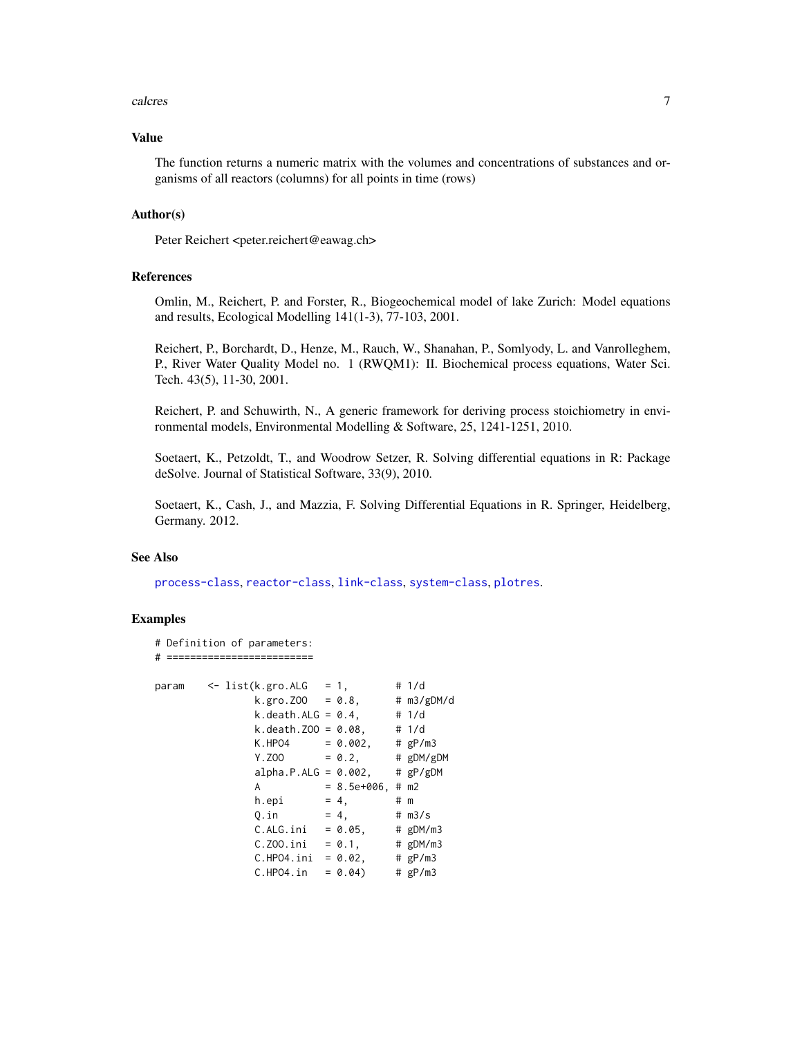## Value

The function returns a numeric matrix with the volumes and concentrations of substances and organisms of all reactors (columns) for all points in time (rows)

## Author(s)

Peter Reichert <peter.reichert@eawag.ch>

## References

Omlin, M., Reichert, P. and Forster, R., Biogeochemical model of lake Zurich: Model equations and results, Ecological Modelling 141(1-3), 77-103, 2001.

Reichert, P., Borchardt, D., Henze, M., Rauch, W., Shanahan, P., Somlyody, L. and Vanrolleghem, P., River Water Quality Model no. 1 (RWQM1): II. Biochemical process equations, Water Sci. Tech. 43(5), 11-30, 2001.

Reichert, P. and Schuwirth, N., A generic framework for deriving process stoichiometry in environmental models, Environmental Modelling & Software, 25, 1241-1251, 2010.

Soetaert, K., Petzoldt, T., and Woodrow Setzer, R. Solving differential equations in R: Package deSolve. Journal of Statistical Software, 33(9), 2010.

Soetaert, K., Cash, J., and Mazzia, F. Solving Differential Equations in R. Springer, Heidelberg, Germany. 2012.

## See Also

process-class, reactor-class, link-class, system-class, plotres.

## Examples

```
# Definition of parameters:
# =========================

param    <- list(k.gro.ALG   = 1,        # 1/d
                 k.gro.ZOO   = 0.8,      # m3/gDM/d
                 k.death.ALG = 0.4,      # 1/d
                 k.death.ZOO = 0.08,     # 1/d
                 K.HPO4      = 0.002,    # gP/m3
                 Y.ZOO       = 0.2,      # gDM/gDM
                 alpha.P.ALG = 0.002,    # gP/gDM
                 A           = 8.5e+006, # m2
                 h.epi       = 4,        # m
                 Q.in        = 4,        # m3/s
                 C.ALG.ini   = 0.05,     # gDM/m3
                 C.ZOO.ini   = 0.1,      # gDM/m3
                 C.HPO4.ini  = 0.02,     # gP/m3
                 C.HPO4.in   = 0.04)     # gP/m3
```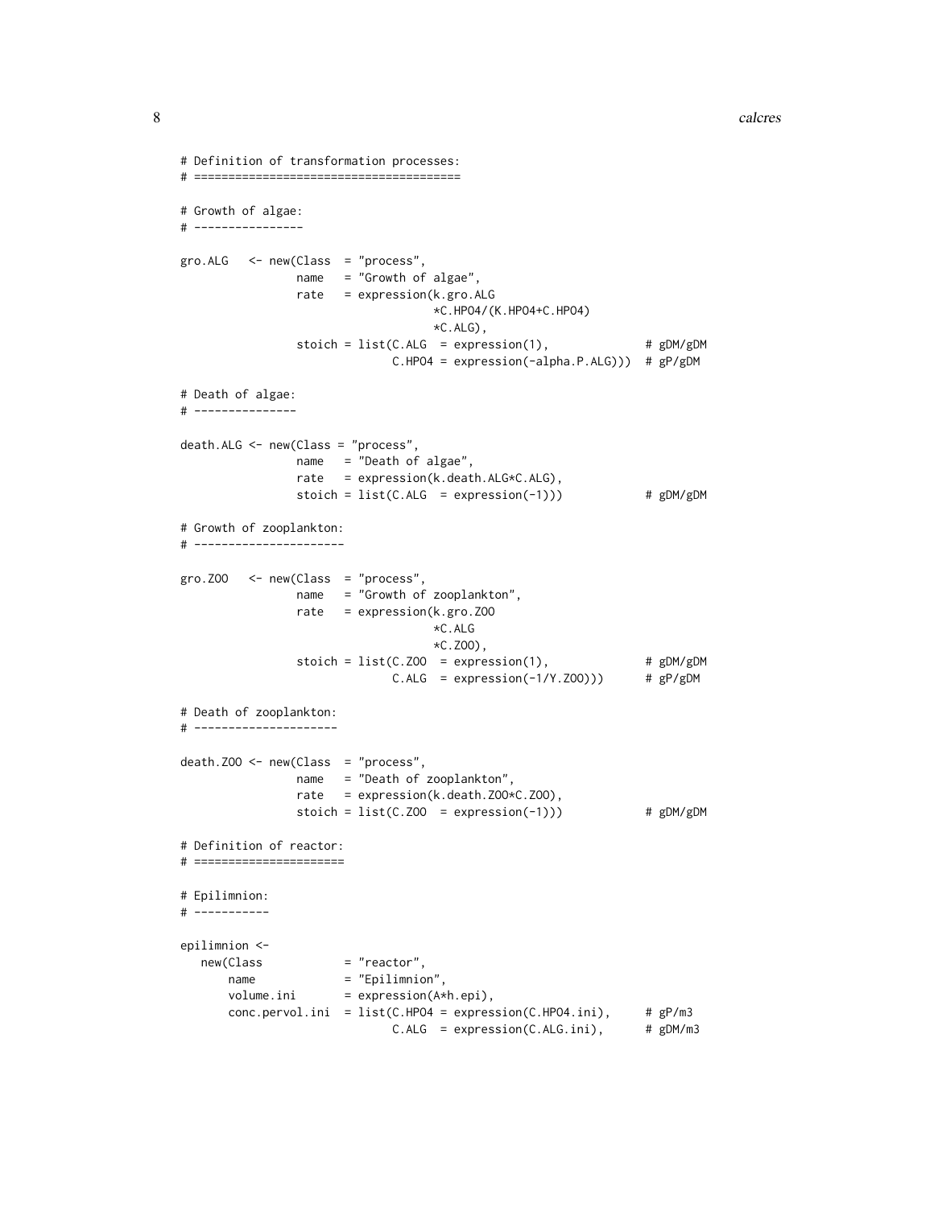```
# Definition of transformation processes:
# =======================================

# Growth of algae:
# ----------------

gro.ALG   <- new(Class  = "process",
                 name   = "Growth of algae",
                 rate   = expression(k.gro.ALG
                                     *C.HPO4/(K.HPO4+C.HPO4)
                                     *C.ALG),
                 stoich = list(C.ALG  = expression(1),             # gDM/gDM
                               C.HPO4 = expression(-alpha.P.ALG)))  # gP/gDM

# Death of algae:
# ---------------

death.ALG <- new(Class = "process",
                 name   = "Death of algae",
                 rate   = expression(k.death.ALG*C.ALG),
                 stoich = list(C.ALG  = expression(-1)))           # gDM/gDM

# Growth of zooplankton:
# ----------------------

gro.ZOO   <- new(Class  = "process",
                 name   = "Growth of zooplankton",
                 rate   = expression(k.gro.ZOO
                                     *C.ALG
                                     *C.ZOO),
                 stoich = list(C.ZOO  = expression(1),             # gDM/gDM
                               C.ALG  = expression(-1/Y.ZOO)))     # gP/gDM

# Death of zooplankton:
# ---------------------

death.ZOO <- new(Class  = "process",
                 name   = "Death of zooplankton",
                 rate   = expression(k.death.ZOO*C.ZOO),
                 stoich = list(C.ZOO  = expression(-1)))           # gDM/gDM

# Definition of reactor:
# ======================

# Epilimnion:
# -----------

epilimnion <-
   new(Class            = "reactor",
       name             = "Epilimnion",
       volume.ini       = expression(A*h.epi),
       conc.pervol.ini  = list(C.HPO4 = expression(C.HPO4.ini),     # gP/m3
                               C.ALG  = expression(C.ALG.ini),      # gDM/m3
```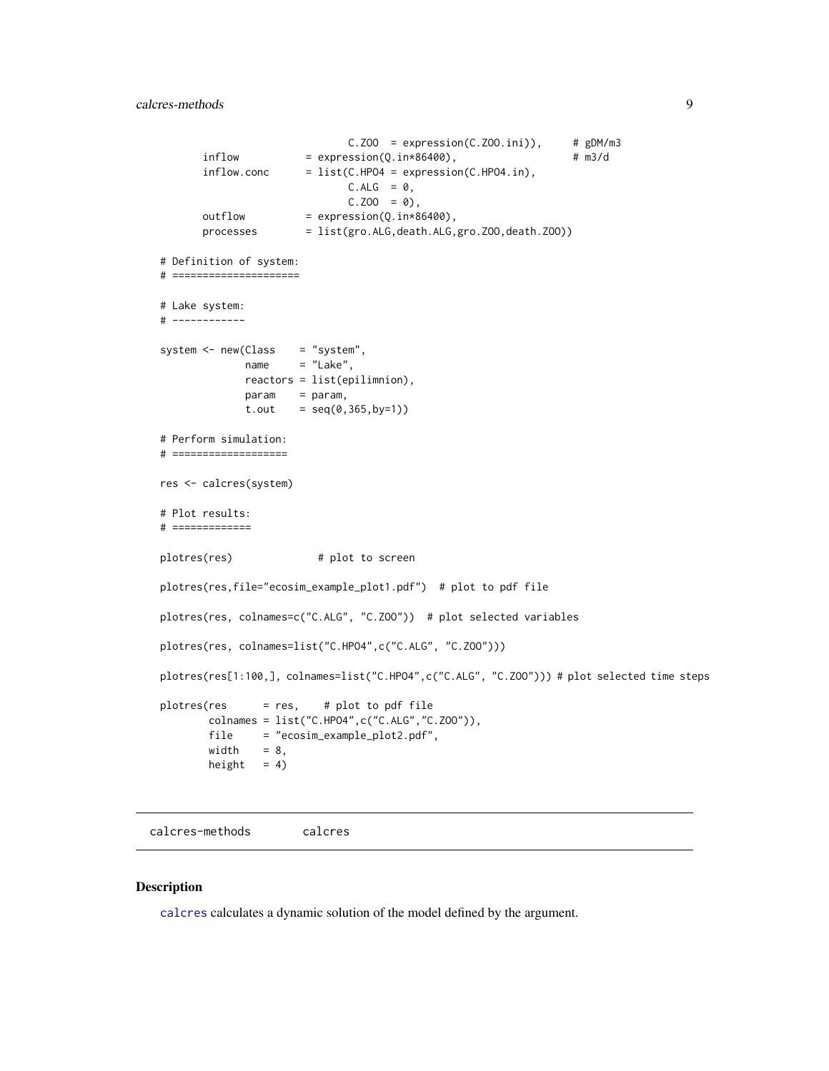```
                              C.ZOO  = expression(C.ZOO.ini)),     # gDM/m3
       inflow          = expression(Q.in*86400),                  # m3/d
       inflow.conc     = list(C.HPO4 = expression(C.HPO4.in),
                              C.ALG  = 0,
                              C.ZOO  = 0),
       outflow         = expression(Q.in*86400),
       processes       = list(gro.ALG,death.ALG,gro.ZOO,death.ZOO))

# Definition of system:
# =====================

# Lake system:
# ------------

system <- new(Class    = "system",
              name     = "Lake",
              reactors = list(epilimnion),
              param    = param,
              t.out    = seq(0,365,by=1))

# Perform simulation:
# ===================

res <- calcres(system)

# Plot results:
# =============

plotres(res)              # plot to screen

plotres(res,file="ecosim_example_plot1.pdf")  # plot to pdf file

plotres(res, colnames=c("C.ALG", "C.ZOO"))  # plot selected variables

plotres(res, colnames=list("C.HPO4",c("C.ALG", "C.ZOO")))

plotres(res[1:100,], colnames=list("C.HPO4",c("C.ALG", "C.ZOO"))) # plot selected time steps

plotres(res      = res,    # plot to pdf file
        colnames = list("C.HPO4",c("C.ALG","C.ZOO")),
        file     = "ecosim_example_plot2.pdf",
        width    = 8,
        height   = 4)
```

---

calcres-methods        calcres

---

## Description

calcres calculates a dynamic solution of the model defined by the argument.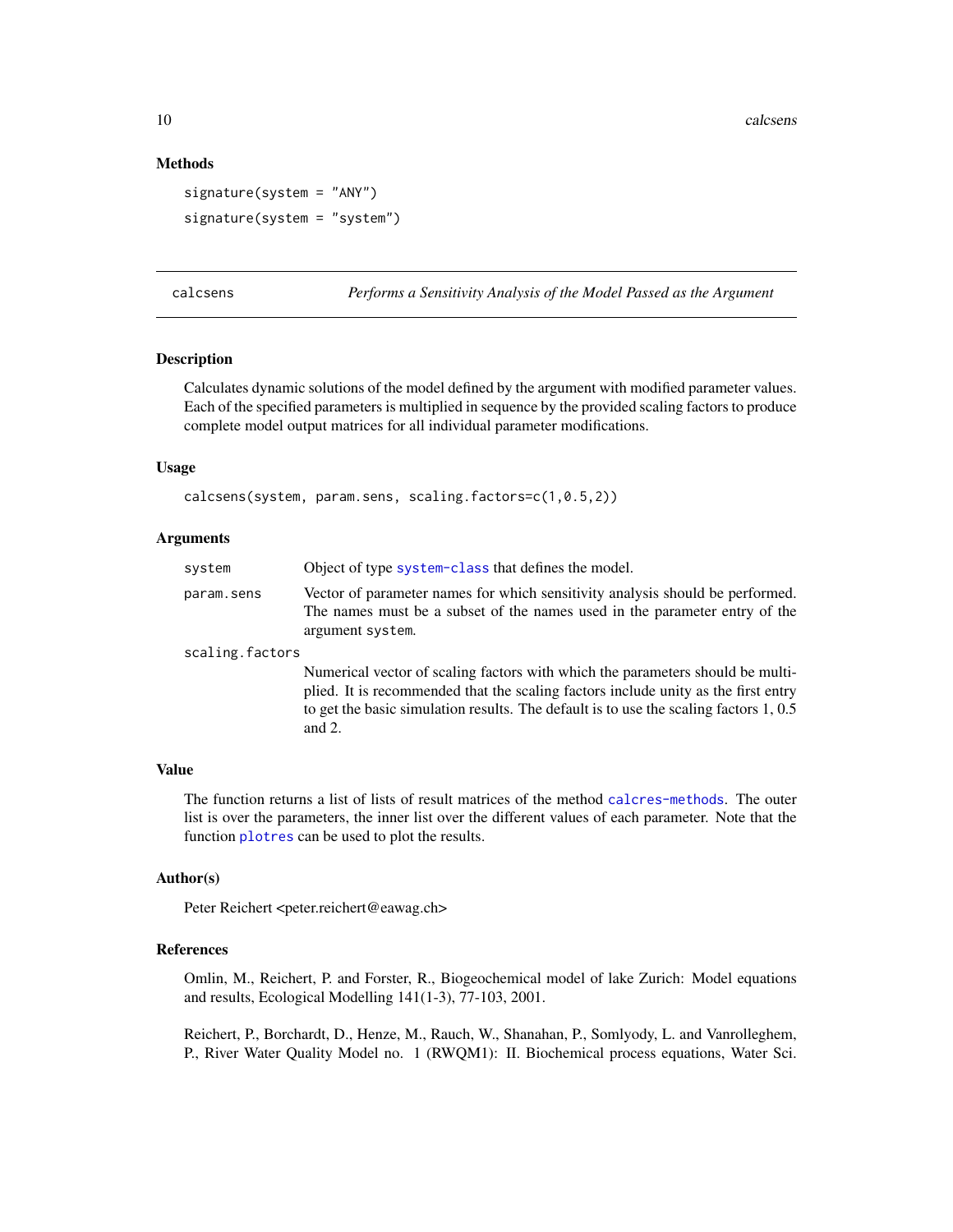## Methods

```
signature(system = "ANY")
signature(system = "system")
```

---

## calcsens — *Performs a Sensitivity Analysis of the Model Passed as the Argument*

### Description

Calculates dynamic solutions of the model defined by the argument with modified parameter values. Each of the specified parameters is multiplied in sequence by the provided scaling factors to produce complete model output matrices for all individual parameter modifications.

### Usage

```
calcsens(system, param.sens, scaling.factors=c(1,0.5,2))
```

### Arguments

| Argument | Description |
| --- | --- |
| `system` | Object of type `system-class` that defines the model. |
| `param.sens` | Vector of parameter names for which sensitivity analysis should be performed. The names must be a subset of the names used in the parameter entry of the argument `system`. |
| `scaling.factors` | Numerical vector of scaling factors with which the parameters should be multiplied. It is recommended that the scaling factors include unity as the first entry to get the basic simulation results. The default is to use the scaling factors 1, 0.5 and 2. |

### Value

The function returns a list of lists of result matrices of the method `calcres-methods`. The outer list is over the parameters, the inner list over the different values of each parameter. Note that the function `plotres` can be used to plot the results.

### Author(s)

Peter Reichert <peter.reichert@eawag.ch>

### References

Omlin, M., Reichert, P. and Forster, R., Biogeochemical model of lake Zurich: Model equations and results, Ecological Modelling 141(1-3), 77-103, 2001.

Reichert, P., Borchardt, D., Henze, M., Rauch, W., Shanahan, P., Somlyody, L. and Vanrolleghem, P., River Water Quality Model no. 1 (RWQM1): II. Biochemical process equations, Water Sci.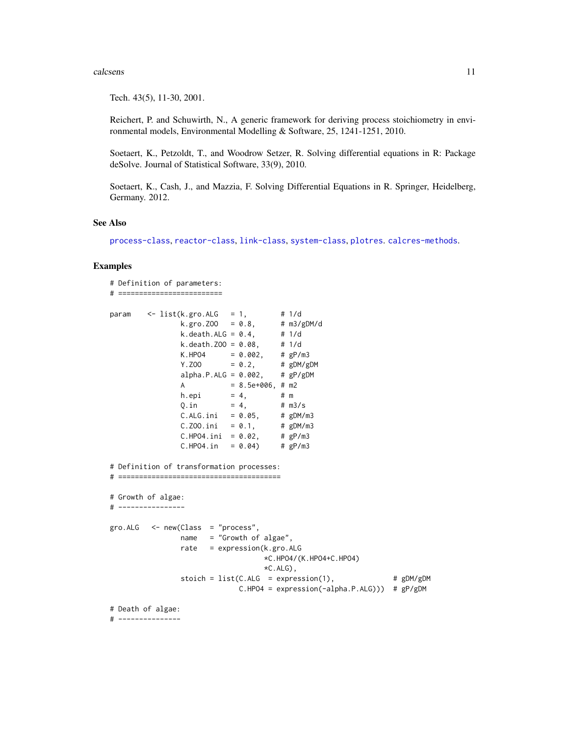Tech. 43(5), 11-30, 2001.

Reichert, P. and Schuwirth, N., A generic framework for deriving process stoichiometry in environmental models, Environmental Modelling & Software, 25, 1241-1251, 2010.

Soetaert, K., Petzoldt, T., and Woodrow Setzer, R. Solving differential equations in R: Package deSolve. Journal of Statistical Software, 33(9), 2010.

Soetaert, K., Cash, J., and Mazzia, F. Solving Differential Equations in R. Springer, Heidelberg, Germany. 2012.

## See Also

process-class, reactor-class, link-class, system-class, plotres. calcres-methods.

## Examples

```
# Definition of parameters:
# =========================

param    <- list(k.gro.ALG   = 1,        # 1/d
                 k.gro.ZOO   = 0.8,      # m3/gDM/d
                 k.death.ALG = 0.4,      # 1/d
                 k.death.ZOO = 0.08,     # 1/d
                 K.HPO4      = 0.002,    # gP/m3
                 Y.ZOO       = 0.2,      # gDM/gDM
                 alpha.P.ALG = 0.002,    # gP/gDM
                 A           = 8.5e+006, # m2
                 h.epi       = 4,        # m
                 Q.in        = 4,        # m3/s
                 C.ALG.ini   = 0.05,     # gDM/m3
                 C.ZOO.ini   = 0.1,      # gDM/m3
                 C.HPO4.ini  = 0.02,     # gP/m3
                 C.HPO4.in   = 0.04)     # gP/m3

# Definition of transformation processes:
# ======================================

# Growth of algae:
# ----------------

gro.ALG   <- new(Class  = "process",
                 name   = "Growth of algae",
                 rate   = expression(k.gro.ALG
                                     *C.HPO4/(K.HPO4+C.HPO4)
                                     *C.ALG),
                 stoich = list(C.ALG  = expression(1),              # gDM/gDM
                               C.HPO4 = expression(-alpha.P.ALG)))  # gP/gDM

# Death of algae:
# ---------------
```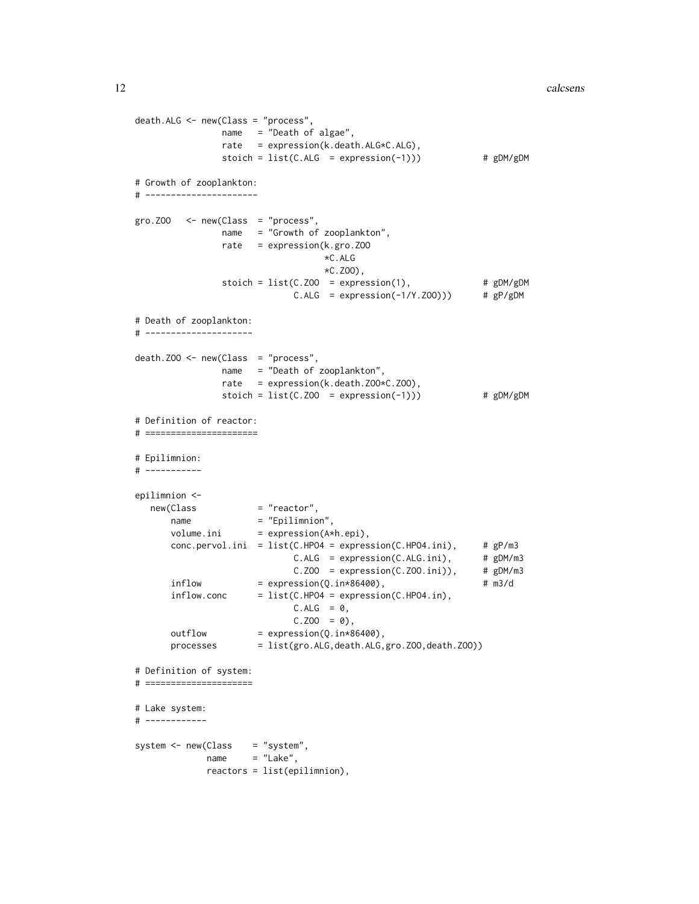```
death.ALG <- new(Class = "process",
                 name   = "Death of algae",
                 rate   = expression(k.death.ALG*C.ALG),
                 stoich = list(C.ALG  = expression(-1)))            # gDM/gDM

# Growth of zooplankton:
# ----------------------

gro.ZOO   <- new(Class  = "process",
                 name   = "Growth of zooplankton",
                 rate   = expression(k.gro.ZOO
                                     *C.ALG
                                     *C.ZOO),
                 stoich = list(C.ZOO  = expression(1),              # gDM/gDM
                               C.ALG  = expression(-1/Y.ZOO)))      # gP/gDM

# Death of zooplankton:
# ---------------------

death.ZOO <- new(Class  = "process",
                 name   = "Death of zooplankton",
                 rate   = expression(k.death.ZOO*C.ZOO),
                 stoich = list(C.ZOO  = expression(-1)))            # gDM/gDM

# Definition of reactor:
# ======================

# Epilimnion:
# -----------

epilimnion <-
   new(Class            = "reactor",
       name             = "Epilimnion",
       volume.ini       = expression(A*h.epi),
       conc.pervol.ini  = list(C.HPO4 = expression(C.HPO4.ini),     # gP/m3
                               C.ALG  = expression(C.ALG.ini),      # gDM/m3
                               C.ZOO  = expression(C.ZOO.ini)),     # gDM/m3
       inflow           = expression(Q.in*86400),                   # m3/d
       inflow.conc      = list(C.HPO4 = expression(C.HPO4.in),
                               C.ALG  = 0,
                               C.ZOO  = 0),
       outflow          = expression(Q.in*86400),
       processes        = list(gro.ALG,death.ALG,gro.ZOO,death.ZOO))

# Definition of system:
# =====================

# Lake system:
# ------------

system <- new(Class    = "system",
              name     = "Lake",
              reactors = list(epilimnion),
```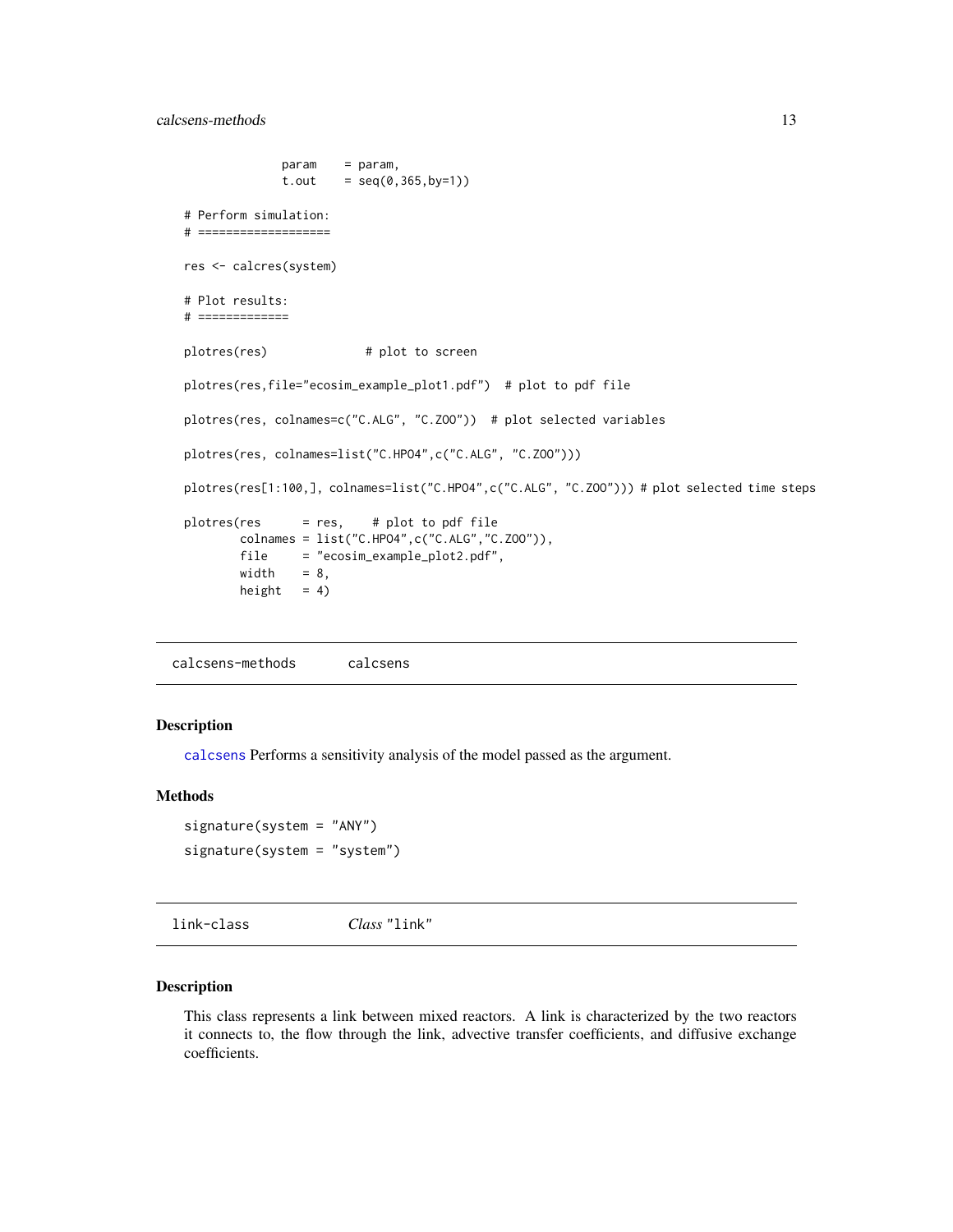```
              param    = param,
              t.out    = seq(0,365,by=1))

# Perform simulation:
# ===================

res <- calcres(system)

# Plot results:
# =============

plotres(res)              # plot to screen

plotres(res,file="ecosim_example_plot1.pdf")  # plot to pdf file

plotres(res, colnames=c("C.ALG", "C.ZOO"))  # plot selected variables

plotres(res, colnames=list("C.HPO4",c("C.ALG", "C.ZOO")))

plotres(res[1:100,], colnames=list("C.HPO4",c("C.ALG", "C.ZOO"))) # plot selected time steps

plotres(res      = res,    # plot to pdf file
        colnames = list("C.HPO4",c("C.ALG","C.ZOO")),
        file     = "ecosim_example_plot2.pdf",
        width    = 8,
        height   = 4)
```

## calcsens-methods  calcsens

### Description

calcsens Performs a sensitivity analysis of the model passed as the argument.

### Methods

`signature(system = "ANY")`

`signature(system = "system")`

## link-class  *Class* "link"

### Description

This class represents a link between mixed reactors. A link is characterized by the two reactors it connects to, the flow through the link, advective transfer coefficients, and diffusive exchange coefficients.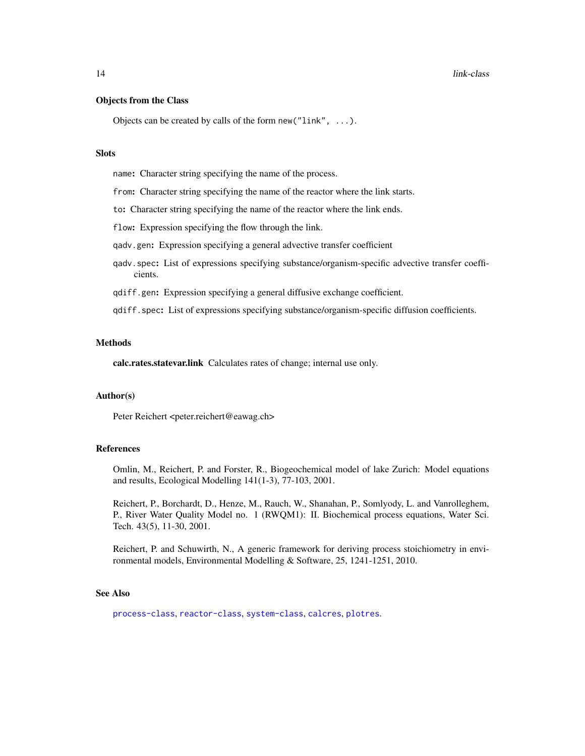### Objects from the Class

Objects can be created by calls of the form `new("link", ...)`.

### Slots

`name`: Character string specifying the name of the process.

`from`: Character string specifying the name of the reactor where the link starts.

`to`: Character string specifying the name of the reactor where the link ends.

`flow`: Expression specifying the flow through the link.

`qadv.gen`: Expression specifying a general advective transfer coefficient

`qadv.spec`: List of expressions specifying substance/organism-specific advective transfer coefficients.

`qdiff.gen`: Expression specifying a general diffusive exchange coefficient.

`qdiff.spec`: List of expressions specifying substance/organism-specific diffusion coefficients.

### Methods

**calc.rates.statevar.link** Calculates rates of change; internal use only.

### Author(s)

Peter Reichert <peter.reichert@eawag.ch>

### References

Omlin, M., Reichert, P. and Forster, R., Biogeochemical model of lake Zurich: Model equations and results, Ecological Modelling 141(1-3), 77-103, 2001.

Reichert, P., Borchardt, D., Henze, M., Rauch, W., Shanahan, P., Somlyody, L. and Vanrolleghem, P., River Water Quality Model no. 1 (RWQM1): II. Biochemical process equations, Water Sci. Tech. 43(5), 11-30, 2001.

Reichert, P. and Schuwirth, N., A generic framework for deriving process stoichiometry in environmental models, Environmental Modelling & Software, 25, 1241-1251, 2010.

### See Also

`process-class`, `reactor-class`, `system-class`, `calcres`, `plotres`.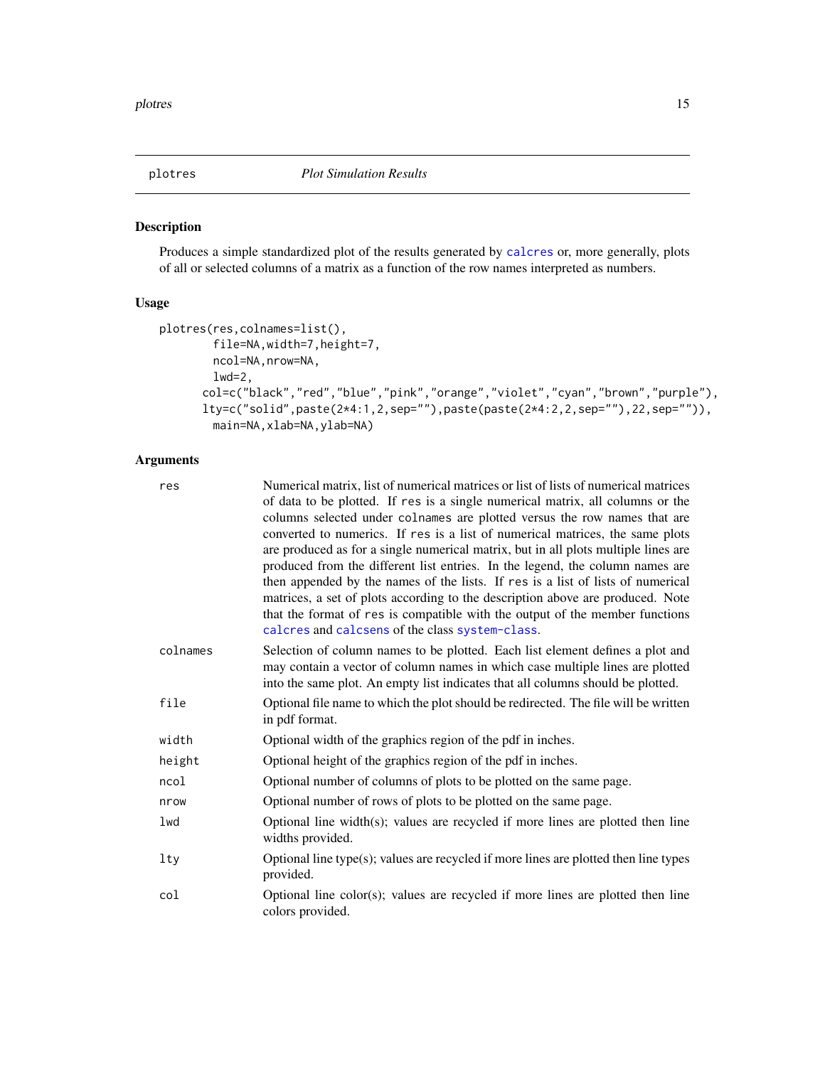## plotres — *Plot Simulation Results*

### Description

Produces a simple standardized plot of the results generated by calcres or, more generally, plots of all or selected columns of a matrix as a function of the row names interpreted as numbers.

### Usage

```
plotres(res,colnames=list(),
        file=NA,width=7,height=7,
        ncol=NA,nrow=NA,
        lwd=2,
      col=c("black","red","blue","pink","orange","violet","cyan","brown","purple"),
      lty=c("solid",paste(2*4:1,2,sep=""),paste(paste(2*4:2,2,sep=""),22,sep="")),
        main=NA,xlab=NA,ylab=NA)
```

### Arguments

| | |
|---|---|
| res | Numerical matrix, list of numerical matrices or list of lists of numerical matrices of data to be plotted. If res is a single numerical matrix, all columns or the columns selected under colnames are plotted versus the row names that are converted to numerics. If res is a list of numerical matrices, the same plots are produced as for a single numerical matrix, but in all plots multiple lines are produced from the different list entries. In the legend, the column names are then appended by the names of the lists. If res is a list of lists of numerical matrices, a set of plots according to the description above are produced. Note that the format of res is compatible with the output of the member functions calcres and calcsens of the class system-class. |
| colnames | Selection of column names to be plotted. Each list element defines a plot and may contain a vector of column names in which case multiple lines are plotted into the same plot. An empty list indicates that all columns should be plotted. |
| file | Optional file name to which the plot should be redirected. The file will be written in pdf format. |
| width | Optional width of the graphics region of the pdf in inches. |
| height | Optional height of the graphics region of the pdf in inches. |
| ncol | Optional number of columns of plots to be plotted on the same page. |
| nrow | Optional number of rows of plots to be plotted on the same page. |
| lwd | Optional line width(s); values are recycled if more lines are plotted then line widths provided. |
| lty | Optional line type(s); values are recycled if more lines are plotted then line types provided. |
| col | Optional line color(s); values are recycled if more lines are plotted then line colors provided. |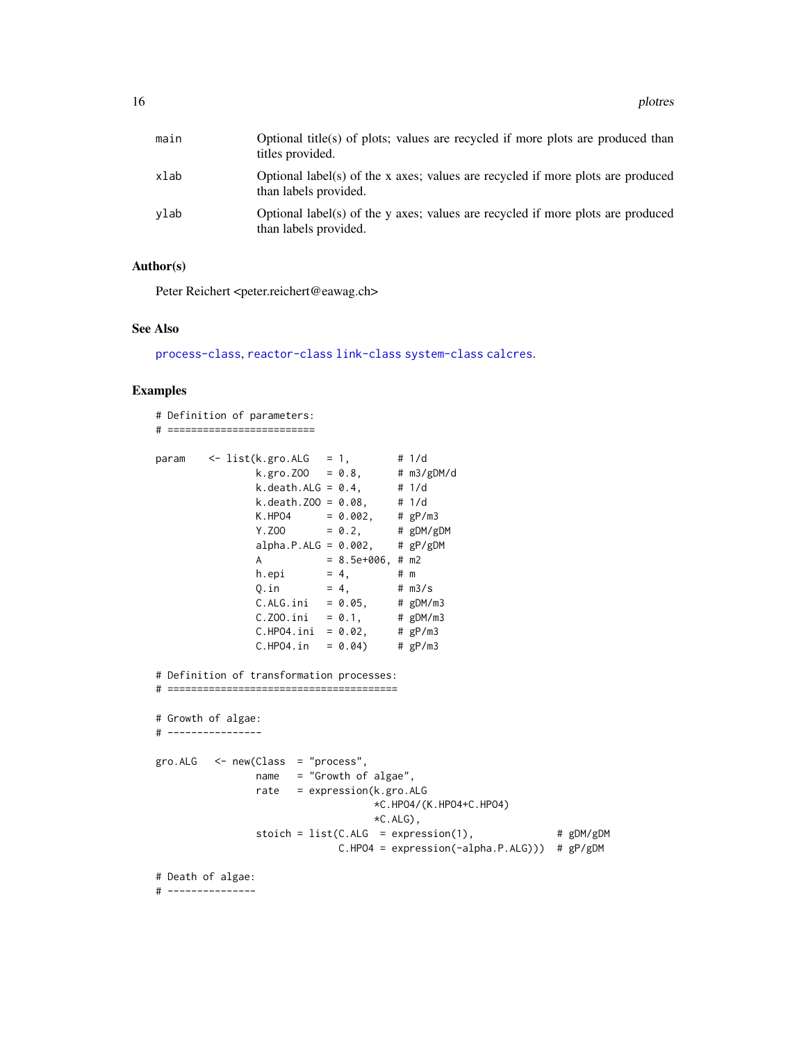| | |
|---|---|
| `main` | Optional title(s) of plots; values are recycled if more plots are produced than titles provided. |
| `xlab` | Optional label(s) of the x axes; values are recycled if more plots are produced than labels provided. |
| `ylab` | Optional label(s) of the y axes; values are recycled if more plots are produced than labels provided. |

## Author(s)

Peter Reichert <peter.reichert@eawag.ch>

## See Also

`process-class`, `reactor-class` `link-class` `system-class` `calcres`.

## Examples

```
# Definition of parameters:
# ========================

param    <- list(k.gro.ALG   = 1,        # 1/d
                 k.gro.ZOO   = 0.8,      # m3/gDM/d
                 k.death.ALG = 0.4,      # 1/d
                 k.death.ZOO = 0.08,     # 1/d
                 K.HPO4      = 0.002,    # gP/m3
                 Y.ZOO       = 0.2,      # gDM/gDM
                 alpha.P.ALG = 0.002,    # gP/gDM
                 A           = 8.5e+006, # m2
                 h.epi       = 4,        # m
                 Q.in        = 4,        # m3/s
                 C.ALG.ini   = 0.05,     # gDM/m3
                 C.ZOO.ini   = 0.1,      # gDM/m3
                 C.HPO4.ini  = 0.02,     # gP/m3
                 C.HPO4.in   = 0.04)     # gP/m3

# Definition of transformation processes:
# ======================================

# Growth of algae:
# ----------------

gro.ALG   <- new(Class  = "process",
                 name   = "Growth of algae",
                 rate   = expression(k.gro.ALG
                                     *C.HPO4/(K.HPO4+C.HPO4)
                                     *C.ALG),
                 stoich = list(C.ALG  = expression(1),              # gDM/gDM
                               C.HPO4 = expression(-alpha.P.ALG)))  # gP/gDM

# Death of algae:
# ---------------
```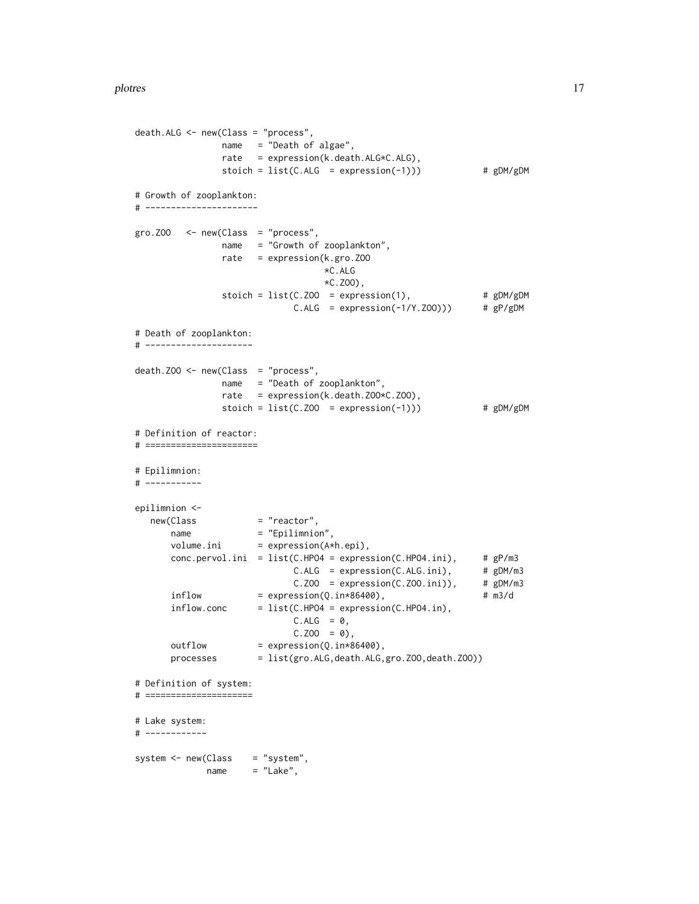```
death.ALG <- new(Class = "process",
                 name   = "Death of algae",
                 rate   = expression(k.death.ALG*C.ALG),
                 stoich = list(C.ALG  = expression(-1)))            # gDM/gDM

# Growth of zooplankton:
# ----------------------

gro.ZOO   <- new(Class  = "process",
                 name   = "Growth of zooplankton",
                 rate   = expression(k.gro.ZOO
                                     *C.ALG
                                     *C.ZOO),
                 stoich = list(C.ZOO  = expression(1),              # gDM/gDM
                               C.ALG  = expression(-1/Y.ZOO)))      # gP/gDM

# Death of zooplankton:
# ---------------------

death.ZOO <- new(Class  = "process",
                 name   = "Death of zooplankton",
                 rate   = expression(k.death.ZOO*C.ZOO),
                 stoich = list(C.ZOO  = expression(-1)))            # gDM/gDM

# Definition of reactor:
# ======================

# Epilimnion:
# -----------

epilimnion <-
   new(Class            = "reactor",
       name             = "Epilimnion",
       volume.ini       = expression(A*h.epi),
       conc.pervol.ini  = list(C.HPO4 = expression(C.HPO4.ini),     # gP/m3
                               C.ALG  = expression(C.ALG.ini),      # gDM/m3
                               C.ZOO  = expression(C.ZOO.ini)),     # gDM/m3
       inflow           = expression(Q.in*86400),                   # m3/d
       inflow.conc      = list(C.HPO4 = expression(C.HPO4.in),
                               C.ALG  = 0,
                               C.ZOO  = 0),
       outflow          = expression(Q.in*86400),
       processes        = list(gro.ALG,death.ALG,gro.ZOO,death.ZOO))

# Definition of system:
# =====================

# Lake system:
# ------------

system <- new(Class    = "system",
              name     = "Lake",
```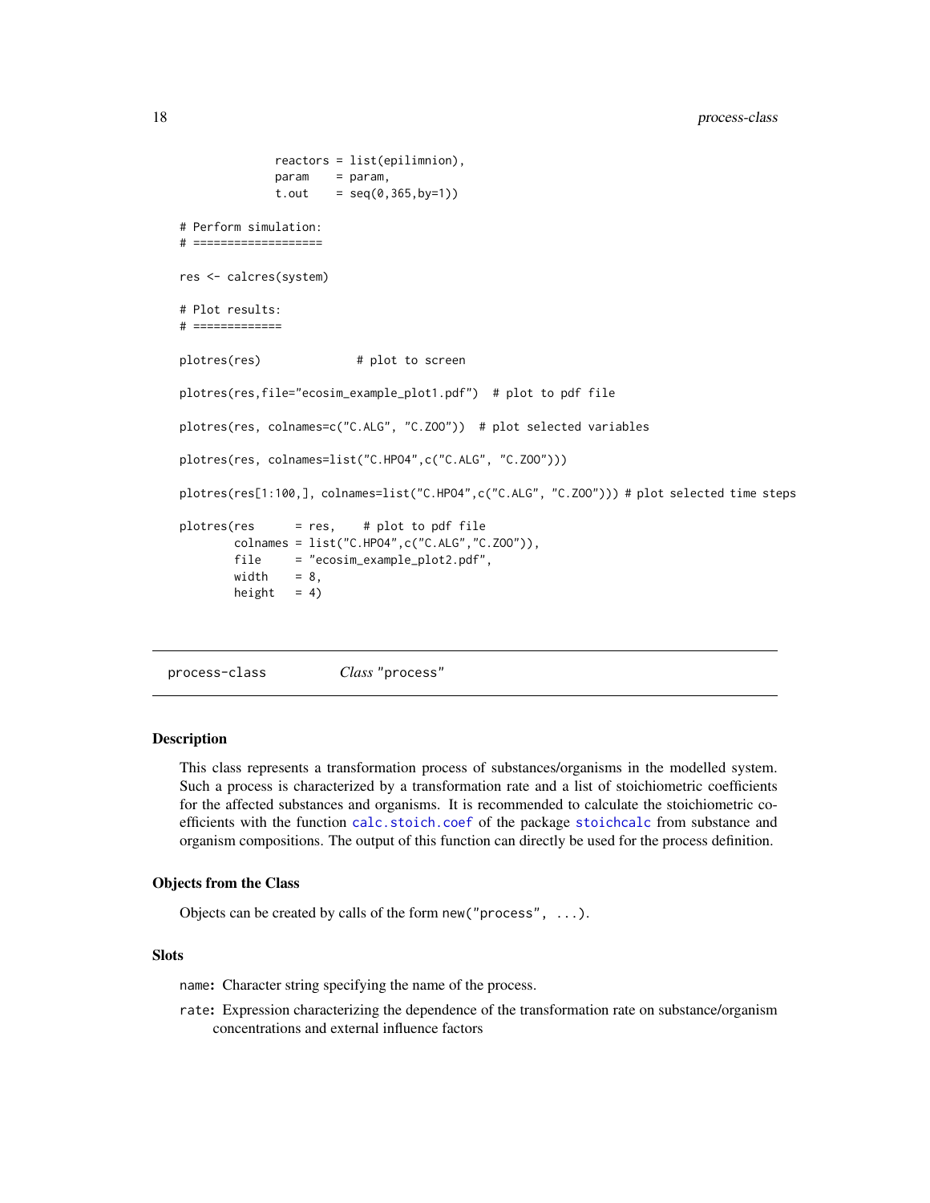```
             reactors = list(epilimnion),
             param    = param,
             t.out    = seq(0,365,by=1))

# Perform simulation:
# ===================

res <- calcres(system)

# Plot results:
# =============

plotres(res)              # plot to screen

plotres(res,file="ecosim_example_plot1.pdf")  # plot to pdf file

plotres(res, colnames=c("C.ALG", "C.ZOO"))  # plot selected variables

plotres(res, colnames=list("C.HPO4",c("C.ALG", "C.ZOO")))

plotres(res[1:100,], colnames=list("C.HPO4",c("C.ALG", "C.ZOO"))) # plot selected time steps

plotres(res      = res,    # plot to pdf file
        colnames = list("C.HPO4",c("C.ALG","C.ZOO")),
        file     = "ecosim_example_plot2.pdf",
        width    = 8,
        height   = 4)
```

## process-class    *Class* "process"

### Description

This class represents a transformation process of substances/organisms in the modelled system. Such a process is characterized by a transformation rate and a list of stoichiometric coefficients for the affected substances and organisms. It is recommended to calculate the stoichiometric coefficients with the function `calc.stoich.coef` of the package `stoichcalc` from substance and organism compositions. The output of this function can directly be used for the process definition.

### Objects from the Class

Objects can be created by calls of the form `new("process", ...)`.

### Slots

- `name`: Character string specifying the name of the process.
- `rate`: Expression characterizing the dependence of the transformation rate on substance/organism concentrations and external influence factors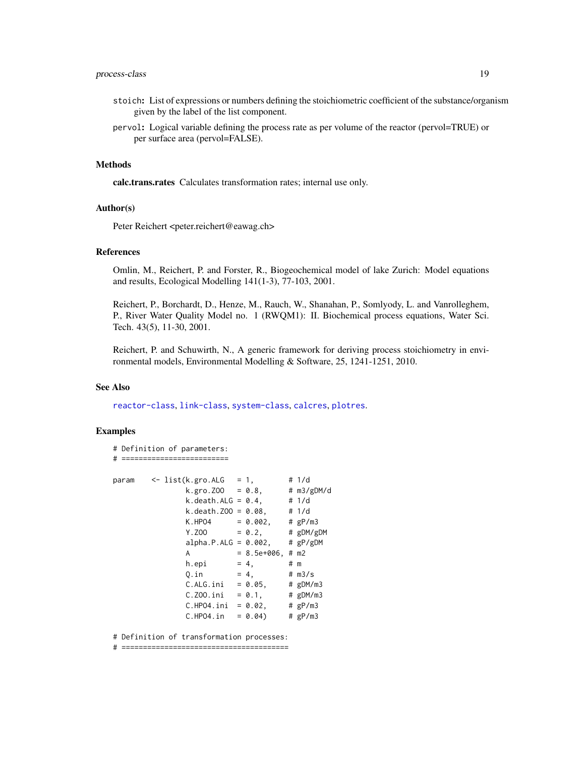`stoich`**:** List of expressions or numbers defining the stoichiometric coefficient of the substance/organism given by the label of the list component.

`pervol`**:** Logical variable defining the process rate as per volume of the reactor (pervol=TRUE) or per surface area (pervol=FALSE).

### Methods

**calc.trans.rates** Calculates transformation rates; internal use only.

### Author(s)

Peter Reichert <peter.reichert@eawag.ch>

### References

Omlin, M., Reichert, P. and Forster, R., Biogeochemical model of lake Zurich: Model equations and results, Ecological Modelling 141(1-3), 77-103, 2001.

Reichert, P., Borchardt, D., Henze, M., Rauch, W., Shanahan, P., Somlyody, L. and Vanrolleghem, P., River Water Quality Model no. 1 (RWQM1): II. Biochemical process equations, Water Sci. Tech. 43(5), 11-30, 2001.

Reichert, P. and Schuwirth, N., A generic framework for deriving process stoichiometry in environmental models, Environmental Modelling & Software, 25, 1241-1251, 2010.

### See Also

reactor-class, link-class, system-class, calcres, plotres.

### Examples

```
# Definition of parameters:
# =========================

param    <- list(k.gro.ALG   = 1,        # 1/d
                 k.gro.ZOO   = 0.8,      # m3/gDM/d
                 k.death.ALG = 0.4,      # 1/d
                 k.death.ZOO = 0.08,     # 1/d
                 K.HPO4      = 0.002,    # gP/m3
                 Y.ZOO       = 0.2,      # gDM/gDM
                 alpha.P.ALG = 0.002,    # gP/gDM
                 A           = 8.5e+006, # m2
                 h.epi       = 4,        # m
                 Q.in        = 4,        # m3/s
                 C.ALG.ini   = 0.05,     # gDM/m3
                 C.ZOO.ini   = 0.1,      # gDM/m3
                 C.HPO4.ini  = 0.02,     # gP/m3
                 C.HPO4.in   = 0.04)     # gP/m3

# Definition of transformation processes:
# =======================================
```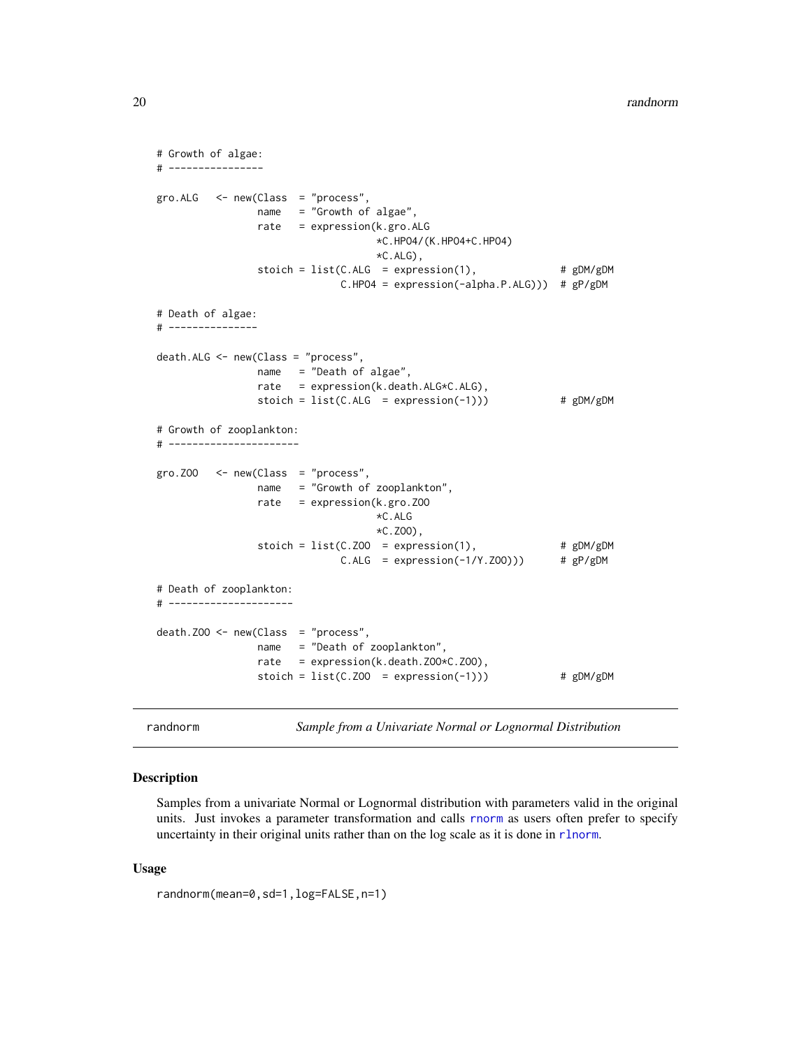```
# Growth of algae:
# ----------------

gro.ALG   <- new(Class  = "process",
                 name   = "Growth of algae",
                 rate   = expression(k.gro.ALG
                                     *C.HPO4/(K.HPO4+C.HPO4)
                                     *C.ALG),
                 stoich = list(C.ALG  = expression(1),              # gDM/gDM
                               C.HPO4 = expression(-alpha.P.ALG)))  # gP/gDM

# Death of algae:
# ---------------

death.ALG <- new(Class = "process",
                 name   = "Death of algae",
                 rate   = expression(k.death.ALG*C.ALG),
                 stoich = list(C.ALG  = expression(-1)))            # gDM/gDM

# Growth of zooplankton:
# ----------------------

gro.ZOO   <- new(Class  = "process",
                 name   = "Growth of zooplankton",
                 rate   = expression(k.gro.ZOO
                                     *C.ALG
                                     *C.ZOO),
                 stoich = list(C.ZOO  = expression(1),              # gDM/gDM
                               C.ALG  = expression(-1/Y.ZOO)))      # gP/gDM

# Death of zooplankton:
# ---------------------

death.ZOO <- new(Class  = "process",
                 name   = "Death of zooplankton",
                 rate   = expression(k.death.ZOO*C.ZOO),
                 stoich = list(C.ZOO  = expression(-1)))            # gDM/gDM
```

---

randnorm *Sample from a Univariate Normal or Lognormal Distribution*

---

### Description

Samples from a univariate Normal or Lognormal distribution with parameters valid in the original units. Just invokes a parameter transformation and calls `rnorm` as users often prefer to specify uncertainty in their original units rather than on the log scale as it is done in `rlnorm`.

### Usage

```
randnorm(mean=0,sd=1,log=FALSE,n=1)
```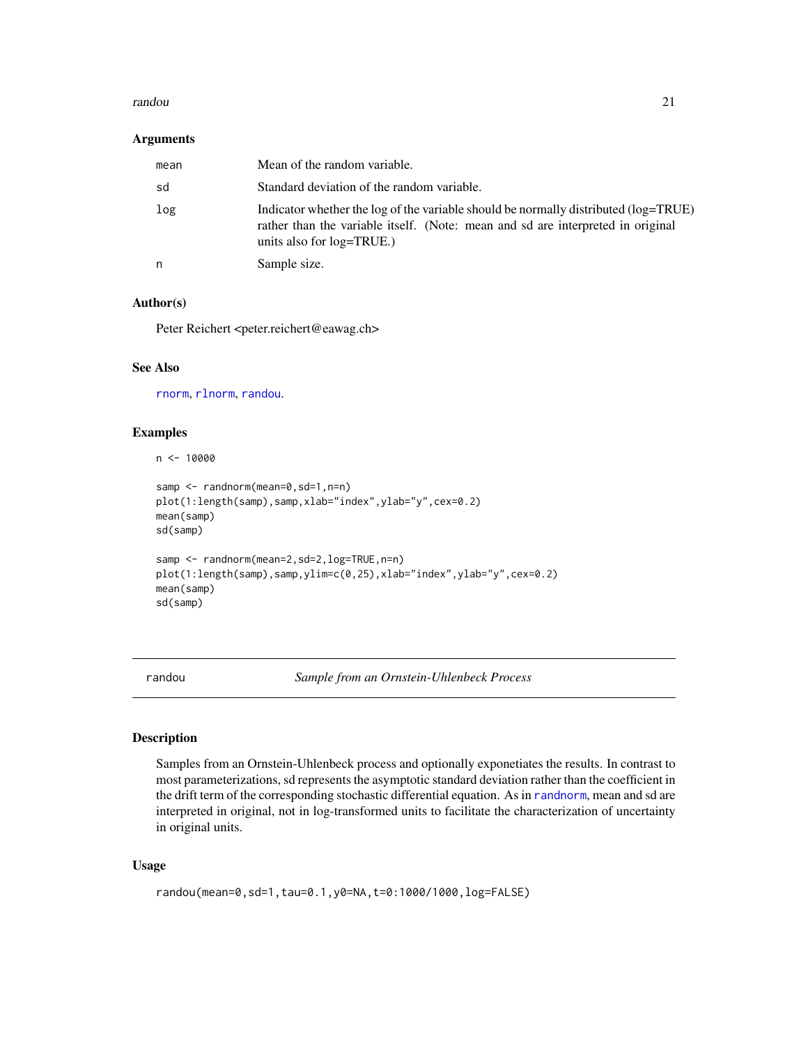## Arguments

| | |
|---|---|
| mean | Mean of the random variable. |
| sd | Standard deviation of the random variable. |
| log | Indicator whether the log of the variable should be normally distributed (log=TRUE) rather than the variable itself. (Note: mean and sd are interpreted in original units also for log=TRUE.) |
| n | Sample size. |

## Author(s)

Peter Reichert <peter.reichert@eawag.ch>

## See Also

rnorm, rlnorm, randou.

## Examples

```
n <- 10000

samp <- randnorm(mean=0,sd=1,n=n)
plot(1:length(samp),samp,xlab="index",ylab="y",cex=0.2)
mean(samp)
sd(samp)

samp <- randnorm(mean=2,sd=2,log=TRUE,n=n)
plot(1:length(samp),samp,ylim=c(0,25),xlab="index",ylab="y",cex=0.2)
mean(samp)
sd(samp)
```

---

# randou — *Sample from an Ornstein-Uhlenbeck Process*

## Description

Samples from an Ornstein-Uhlenbeck process and optionally exponetiates the results. In contrast to most parameterizations, sd represents the asymptotic standard deviation rather than the coefficient in the drift term of the corresponding stochastic differential equation. As in randnorm, mean and sd are interpreted in original, not in log-transformed units to facilitate the characterization of uncertainty in original units.

## Usage

```
randou(mean=0,sd=1,tau=0.1,y0=NA,t=0:1000/1000,log=FALSE)
```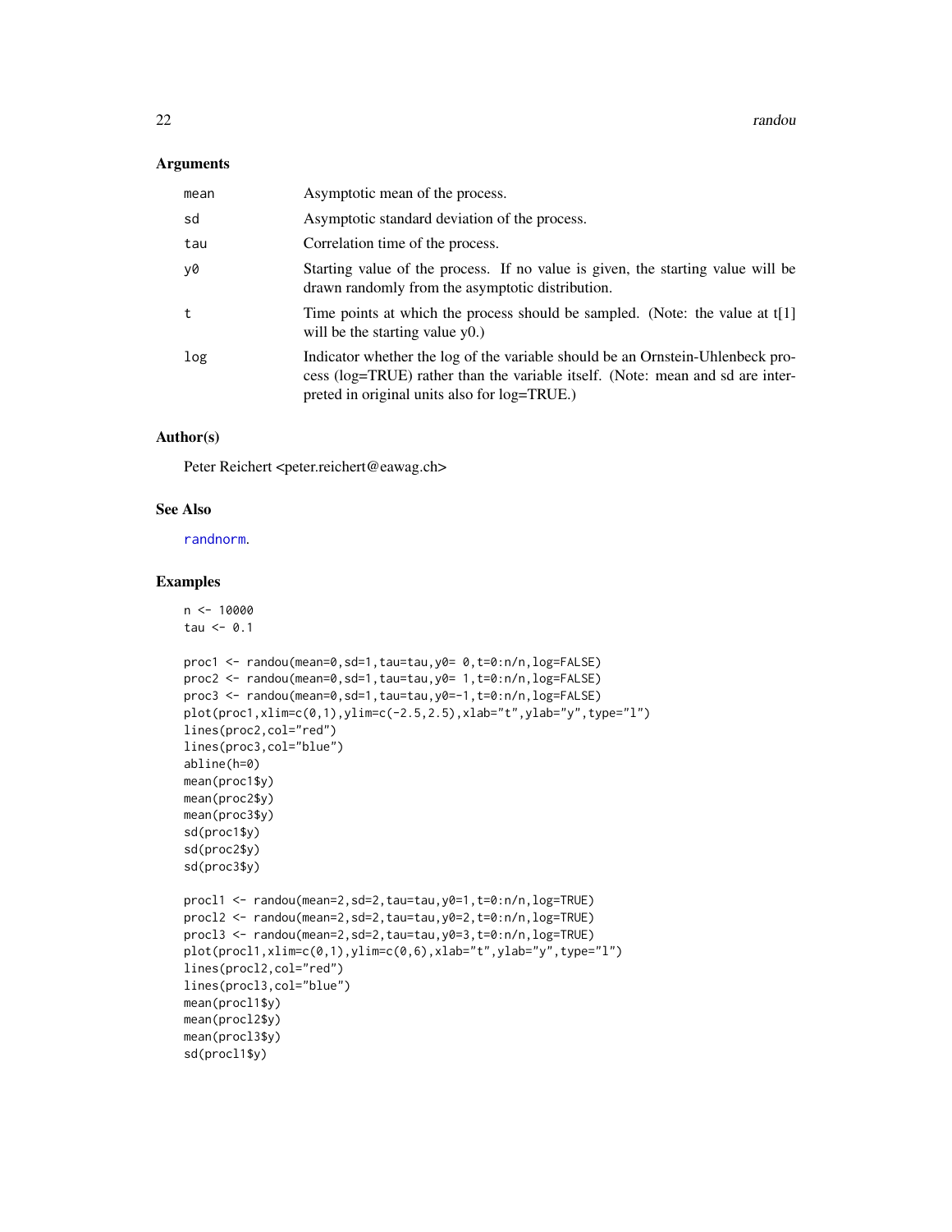### Arguments

| | |
|---|---|
| mean | Asymptotic mean of the process. |
| sd | Asymptotic standard deviation of the process. |
| tau | Correlation time of the process. |
| y0 | Starting value of the process. If no value is given, the starting value will be drawn randomly from the asymptotic distribution. |
| t | Time points at which the process should be sampled. (Note: the value at t[1] will be the starting value y0.) |
| log | Indicator whether the log of the variable should be an Ornstein-Uhlenbeck process (log=TRUE) rather than the variable itself. (Note: mean and sd are interpreted in original units also for log=TRUE.) |

### Author(s)

Peter Reichert <peter.reichert@eawag.ch>

### See Also

randnorm.

### Examples

```
n <- 10000
tau <- 0.1

proc1 <- randou(mean=0,sd=1,tau=tau,y0= 0,t=0:n/n,log=FALSE)
proc2 <- randou(mean=0,sd=1,tau=tau,y0= 1,t=0:n/n,log=FALSE)
proc3 <- randou(mean=0,sd=1,tau=tau,y0=-1,t=0:n/n,log=FALSE)
plot(proc1,xlim=c(0,1),ylim=c(-2.5,2.5),xlab="t",ylab="y",type="l")
lines(proc2,col="red")
lines(proc3,col="blue")
abline(h=0)
mean(proc1$y)
mean(proc2$y)
mean(proc3$y)
sd(proc1$y)
sd(proc2$y)
sd(proc3$y)

procl1 <- randou(mean=2,sd=2,tau=tau,y0=1,t=0:n/n,log=TRUE)
procl2 <- randou(mean=2,sd=2,tau=tau,y0=2,t=0:n/n,log=TRUE)
procl3 <- randou(mean=2,sd=2,tau=tau,y0=3,t=0:n/n,log=TRUE)
plot(procl1,xlim=c(0,1),ylim=c(0,6),xlab="t",ylab="y",type="l")
lines(procl2,col="red")
lines(procl3,col="blue")
mean(procl1$y)
mean(procl2$y)
mean(procl3$y)
sd(procl1$y)
```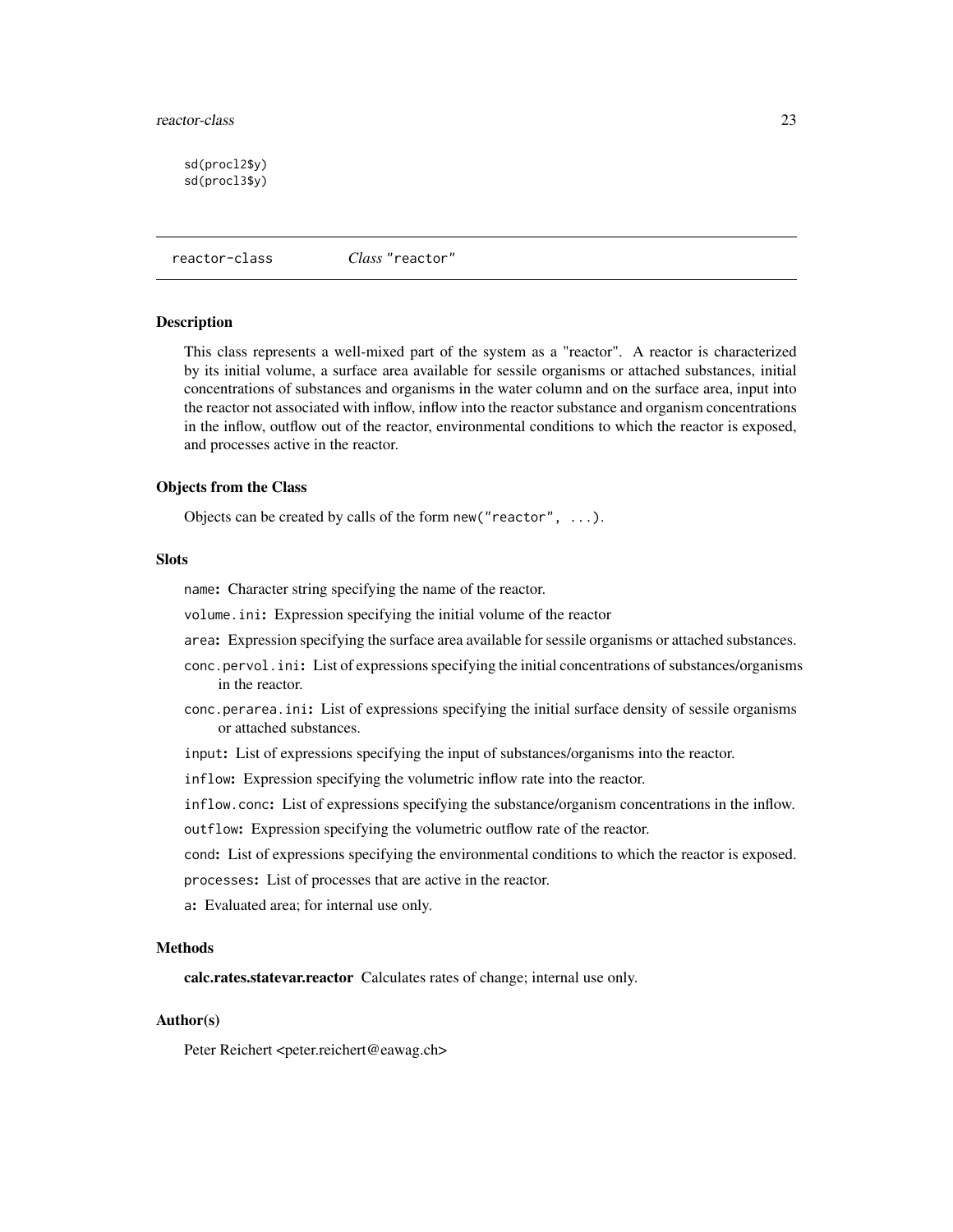```
sd(procl2$y)
sd(procl3$y)
```

---

## reactor-class    *Class* "reactor"

### Description

This class represents a well-mixed part of the system as a "reactor". A reactor is characterized by its initial volume, a surface area available for sessile organisms or attached substances, initial concentrations of substances and organisms in the water column and on the surface area, input into the reactor not associated with inflow, inflow into the reactor substance and organism concentrations in the inflow, outflow out of the reactor, environmental conditions to which the reactor is exposed, and processes active in the reactor.

### Objects from the Class

Objects can be created by calls of the form `new("reactor", ...)`.

### Slots

`name`: Character string specifying the name of the reactor.

`volume.ini`: Expression specifying the initial volume of the reactor

`area`: Expression specifying the surface area available for sessile organisms or attached substances.

`conc.pervol.ini`: List of expressions specifying the initial concentrations of substances/organisms in the reactor.

`conc.perarea.ini`: List of expressions specifying the initial surface density of sessile organisms or attached substances.

`input`: List of expressions specifying the input of substances/organisms into the reactor.

`inflow`: Expression specifying the volumetric inflow rate into the reactor.

`inflow.conc`: List of expressions specifying the substance/organism concentrations in the inflow.

`outflow`: Expression specifying the volumetric outflow rate of the reactor.

`cond`: List of expressions specifying the environmental conditions to which the reactor is exposed.

`processes`: List of processes that are active in the reactor.

`a`: Evaluated area; for internal use only.

### Methods

**calc.rates.statevar.reactor** Calculates rates of change; internal use only.

### Author(s)

Peter Reichert <peter.reichert@eawag.ch>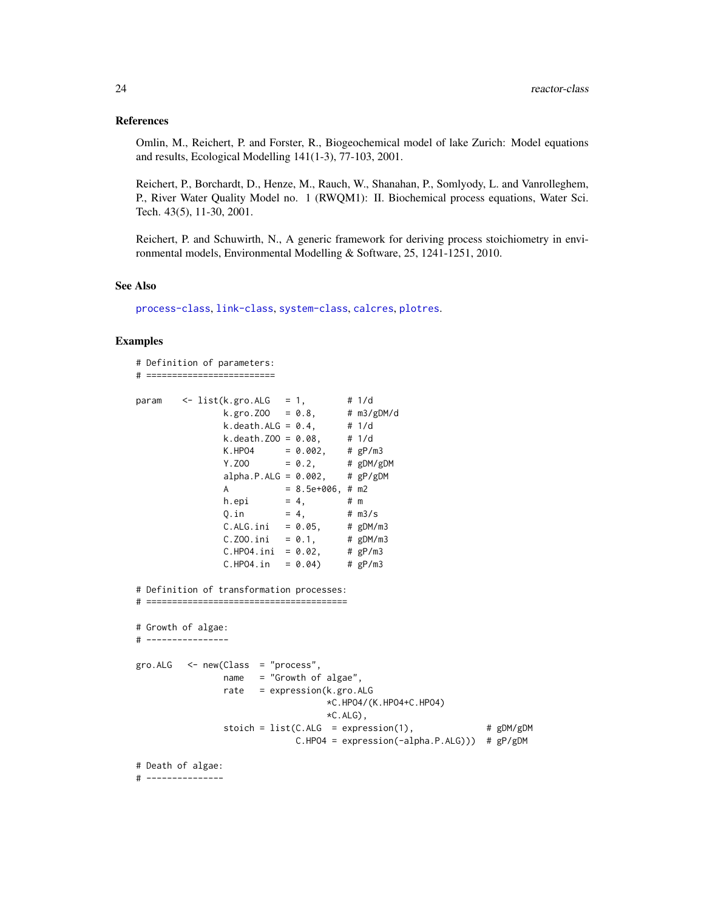### References

Omlin, M., Reichert, P. and Forster, R., Biogeochemical model of lake Zurich: Model equations and results, Ecological Modelling 141(1-3), 77-103, 2001.

Reichert, P., Borchardt, D., Henze, M., Rauch, W., Shanahan, P., Somlyody, L. and Vanrolleghem, P., River Water Quality Model no. 1 (RWQM1): II. Biochemical process equations, Water Sci. Tech. 43(5), 11-30, 2001.

Reichert, P. and Schuwirth, N., A generic framework for deriving process stoichiometry in environmental models, Environmental Modelling & Software, 25, 1241-1251, 2010.

### See Also

process-class, link-class, system-class, calcres, plotres.

### Examples

```
# Definition of parameters:
# =========================

param    <- list(k.gro.ALG   = 1,        # 1/d
                 k.gro.ZOO   = 0.8,      # m3/gDM/d
                 k.death.ALG = 0.4,      # 1/d
                 k.death.ZOO = 0.08,     # 1/d
                 K.HPO4      = 0.002,    # gP/m3
                 Y.ZOO       = 0.2,      # gDM/gDM
                 alpha.P.ALG = 0.002,    # gP/gDM
                 A           = 8.5e+006, # m2
                 h.epi       = 4,        # m
                 Q.in        = 4,        # m3/s
                 C.ALG.ini   = 0.05,     # gDM/m3
                 C.ZOO.ini   = 0.1,      # gDM/m3
                 C.HPO4.ini  = 0.02,     # gP/m3
                 C.HPO4.in   = 0.04)     # gP/m3

# Definition of transformation processes:
# =======================================

# Growth of algae:
# ----------------

gro.ALG   <- new(Class  = "process",
                 name   = "Growth of algae",
                 rate   = expression(k.gro.ALG
                                     *C.HPO4/(K.HPO4+C.HPO4)
                                     *C.ALG),
                 stoich = list(C.ALG  = expression(1),              # gDM/gDM
                               C.HPO4 = expression(-alpha.P.ALG)))  # gP/gDM

# Death of algae:
# ---------------
```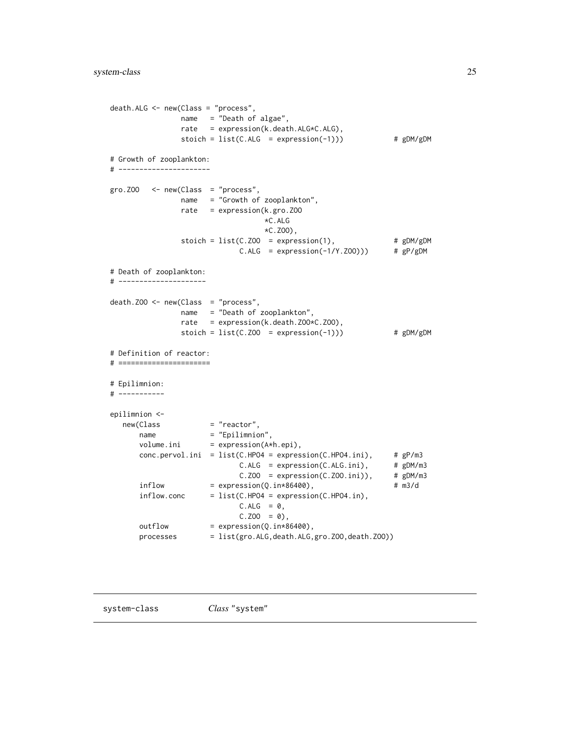```
death.ALG <- new(Class = "process",
                 name   = "Death of algae",
                 rate   = expression(k.death.ALG*C.ALG),
                 stoich = list(C.ALG  = expression(-1)))            # gDM/gDM

# Growth of zooplankton:
# ----------------------

gro.ZOO   <- new(Class  = "process",
                 name   = "Growth of zooplankton",
                 rate   = expression(k.gro.ZOO
                                     *C.ALG
                                     *C.ZOO),
                 stoich = list(C.ZOO  = expression(1),              # gDM/gDM
                               C.ALG  = expression(-1/Y.ZOO)))      # gP/gDM

# Death of zooplankton:
# ---------------------

death.ZOO <- new(Class  = "process",
                 name   = "Death of zooplankton",
                 rate   = expression(k.death.ZOO*C.ZOO),
                 stoich = list(C.ZOO  = expression(-1)))            # gDM/gDM

# Definition of reactor:
# ======================

# Epilimnion:
# -----------

epilimnion <-
   new(Class            = "reactor",
       name             = "Epilimnion",
       volume.ini       = expression(A*h.epi),
       conc.pervol.ini  = list(C.HPO4 = expression(C.HPO4.ini),     # gP/m3
                               C.ALG  = expression(C.ALG.ini),      # gDM/m3
                               C.ZOO  = expression(C.ZOO.ini)),     # gDM/m3
       inflow           = expression(Q.in*86400),                   # m3/d
       inflow.conc      = list(C.HPO4 = expression(C.HPO4.in),
                               C.ALG  = 0,
                               C.ZOO  = 0),
       outflow          = expression(Q.in*86400),
       processes        = list(gro.ALG,death.ALG,gro.ZOO,death.ZOO))
```

---

system-class    *Class* "system"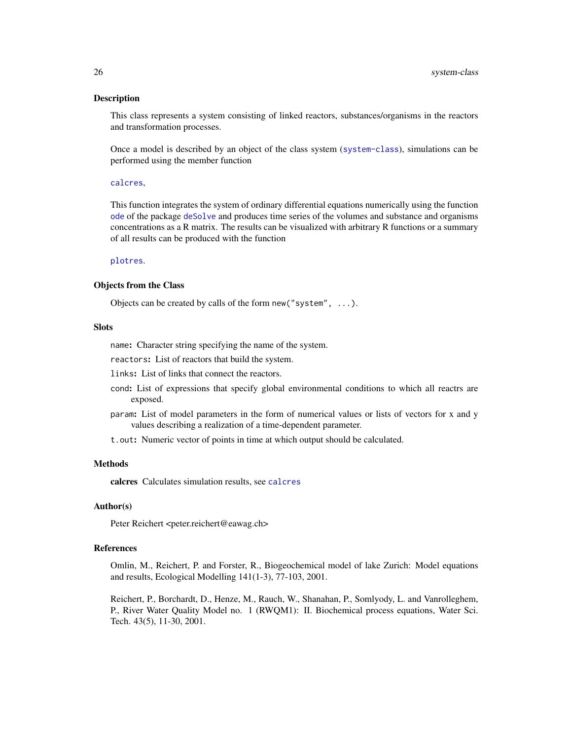## Description

This class represents a system consisting of linked reactors, substances/organisms in the reactors and transformation processes.

Once a model is described by an object of the class system (`system-class`), simulations can be performed using the member function

`calcres`,

This function integrates the system of ordinary differential equations numerically using the function `ode` of the package `deSolve` and produces time series of the volumes and substance and organisms concentrations as a R matrix. The results can be visualized with arbitrary R functions or a summary of all results can be produced with the function

`plotres`.

## Objects from the Class

Objects can be created by calls of the form `new("system", ...)`.

## Slots

`name`: Character string specifying the name of the system.

`reactors`: List of reactors that build the system.

`links`: List of links that connect the reactors.

`cond`: List of expressions that specify global environmental conditions to which all reactrs are exposed.

`param`: List of model parameters in the form of numerical values or lists of vectors for x and y values describing a realization of a time-dependent parameter.

`t.out`: Numeric vector of points in time at which output should be calculated.

## Methods

**calcres** Calculates simulation results, see `calcres`

## Author(s)

Peter Reichert <peter.reichert@eawag.ch>

## References

Omlin, M., Reichert, P. and Forster, R., Biogeochemical model of lake Zurich: Model equations and results, Ecological Modelling 141(1-3), 77-103, 2001.

Reichert, P., Borchardt, D., Henze, M., Rauch, W., Shanahan, P., Somlyody, L. and Vanrolleghem, P., River Water Quality Model no. 1 (RWQM1): II. Biochemical process equations, Water Sci. Tech. 43(5), 11-30, 2001.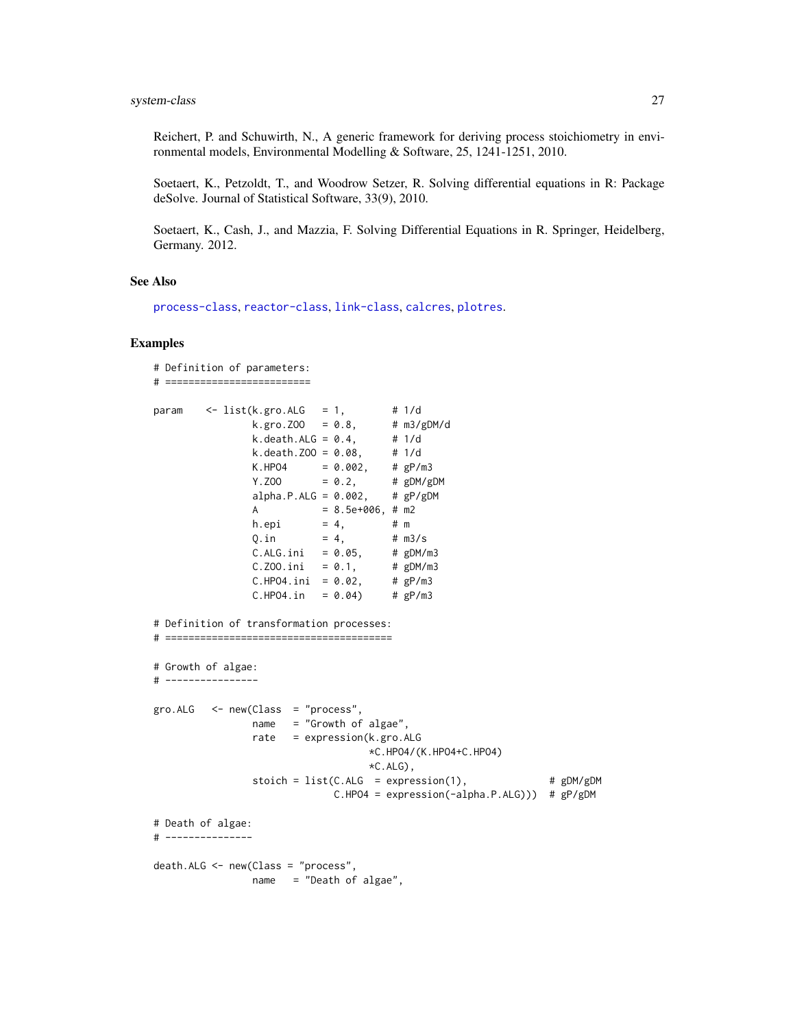Reichert, P. and Schuwirth, N., A generic framework for deriving process stoichiometry in environmental models, Environmental Modelling & Software, 25, 1241-1251, 2010.

Soetaert, K., Petzoldt, T., and Woodrow Setzer, R. Solving differential equations in R: Package deSolve. Journal of Statistical Software, 33(9), 2010.

Soetaert, K., Cash, J., and Mazzia, F. Solving Differential Equations in R. Springer, Heidelberg, Germany. 2012.

## See Also

process-class, reactor-class, link-class, calcres, plotres.

## Examples

```
# Definition of parameters:
# =========================

param    <- list(k.gro.ALG   = 1,        # 1/d
                 k.gro.ZOO   = 0.8,      # m3/gDM/d
                 k.death.ALG = 0.4,      # 1/d
                 k.death.ZOO = 0.08,     # 1/d
                 K.HPO4      = 0.002,    # gP/m3
                 Y.ZOO       = 0.2,      # gDM/gDM
                 alpha.P.ALG = 0.002,    # gP/gDM
                 A           = 8.5e+006, # m2
                 h.epi       = 4,        # m
                 Q.in        = 4,        # m3/s
                 C.ALG.ini   = 0.05,     # gDM/m3
                 C.ZOO.ini   = 0.1,      # gDM/m3
                 C.HPO4.ini  = 0.02,     # gP/m3
                 C.HPO4.in   = 0.04)     # gP/m3

# Definition of transformation processes:
# ======================================

# Growth of algae:
# ----------------

gro.ALG   <- new(Class  = "process",
                 name   = "Growth of algae",
                 rate   = expression(k.gro.ALG
                                     *C.HPO4/(K.HPO4+C.HPO4)
                                     *C.ALG),
                 stoich = list(C.ALG  = expression(1),              # gDM/gDM
                               C.HPO4 = expression(-alpha.P.ALG)))  # gP/gDM

# Death of algae:
# ---------------

death.ALG <- new(Class = "process",
                 name   = "Death of algae",
```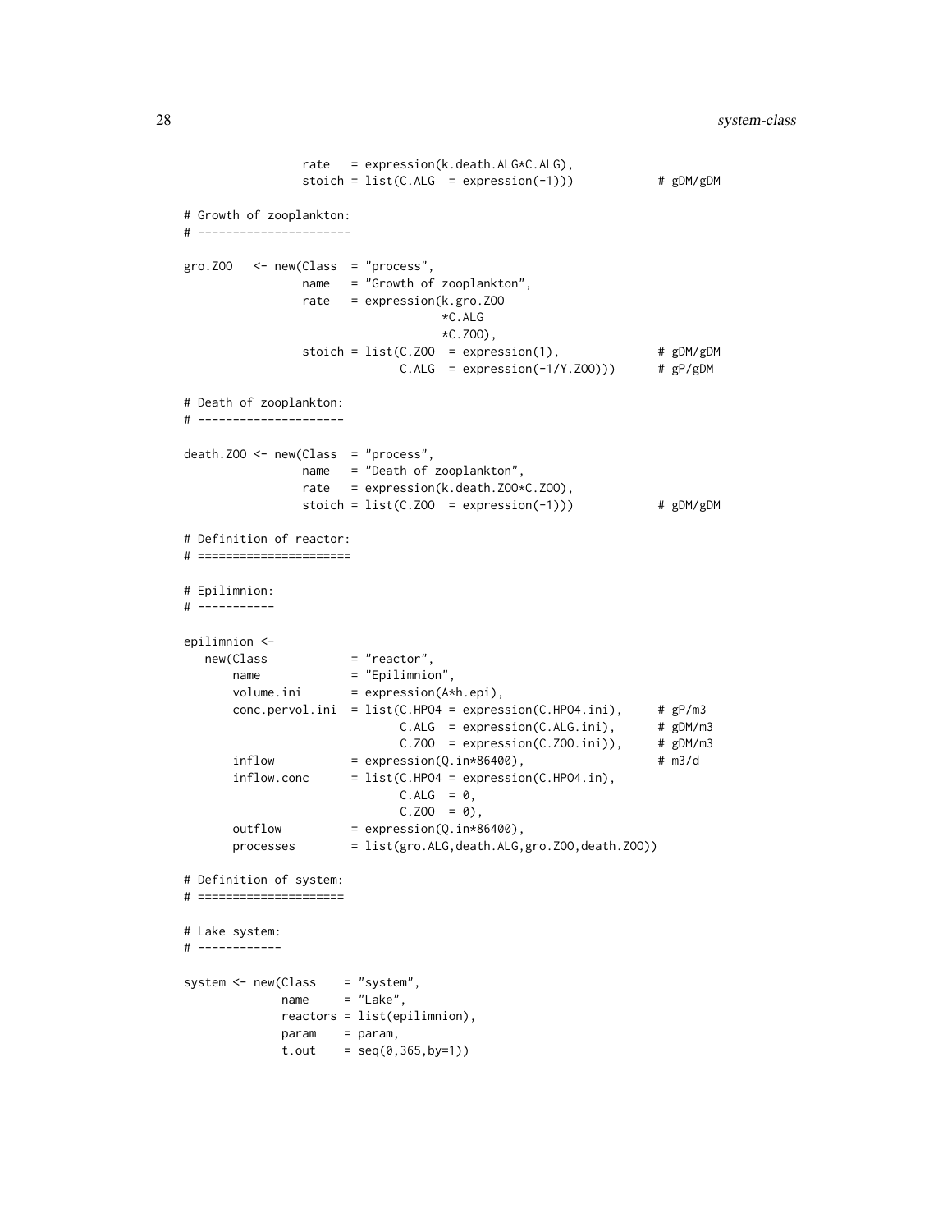```
                 rate   = expression(k.death.ALG*C.ALG),
                 stoich = list(C.ALG  = expression(-1)))            # gDM/gDM

# Growth of zooplankton:
# ----------------------

gro.ZOO   <- new(Class  = "process",
                 name   = "Growth of zooplankton",
                 rate   = expression(k.gro.ZOO
                                     *C.ALG
                                     *C.ZOO),
                 stoich = list(C.ZOO  = expression(1),              # gDM/gDM
                               C.ALG  = expression(-1/Y.ZOO)))      # gP/gDM

# Death of zooplankton:
# ---------------------

death.ZOO <- new(Class  = "process",
                 name   = "Death of zooplankton",
                 rate   = expression(k.death.ZOO*C.ZOO),
                 stoich = list(C.ZOO  = expression(-1)))            # gDM/gDM

# Definition of reactor:
# ======================

# Epilimnion:
# -----------

epilimnion <-
   new(Class            = "reactor",
       name             = "Epilimnion",
       volume.ini       = expression(A*h.epi),
       conc.pervol.ini  = list(C.HPO4 = expression(C.HPO4.ini),     # gP/m3
                               C.ALG  = expression(C.ALG.ini),      # gDM/m3
                               C.ZOO  = expression(C.ZOO.ini)),     # gDM/m3
       inflow           = expression(Q.in*86400),                   # m3/d
       inflow.conc      = list(C.HPO4 = expression(C.HPO4.in),
                               C.ALG  = 0,
                               C.ZOO  = 0),
       outflow          = expression(Q.in*86400),
       processes        = list(gro.ALG,death.ALG,gro.ZOO,death.ZOO))

# Definition of system:
# =====================

# Lake system:
# ------------

system <- new(Class    = "system",
              name     = "Lake",
              reactors = list(epilimnion),
              param    = param,
              t.out    = seq(0,365,by=1))
```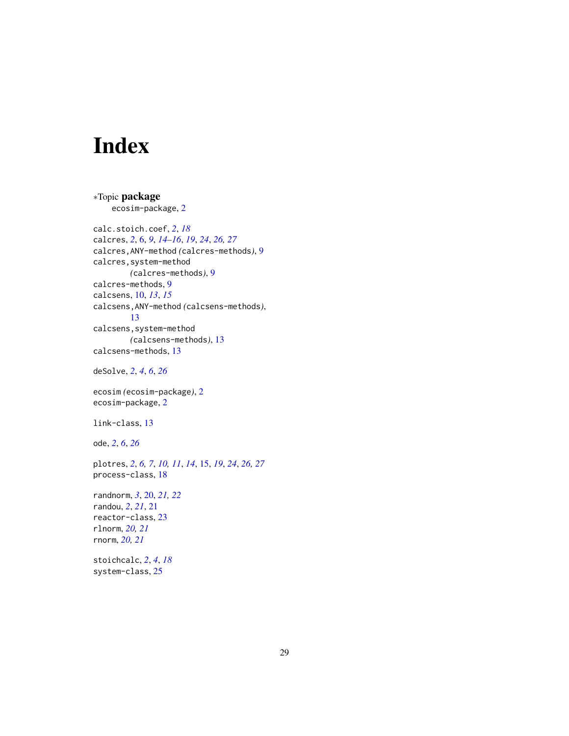# Index

∗Topic **package**

ecosim-package, 2

calc.stoich.coef, *2*, *18*
calcres, *2*, 6, *9*, *14–16*, *19*, *24*, *26, 27*
calcres,ANY-method *(*calcres-methods*)*, 9
calcres,system-method *(*calcres-methods*)*, 9
calcres-methods, 9
calcsens, 10, *13*, *15*
calcsens,ANY-method *(*calcsens-methods*)*, 13
calcsens,system-method *(*calcsens-methods*)*, 13
calcsens-methods, 13

deSolve, *2*, *4*, *6*, *26*

ecosim *(*ecosim-package*)*, 2
ecosim-package, 2

link-class, 13

ode, *2*, *6*, *26*

plotres, *2*, *6, 7*, *10, 11*, *14*, 15, *19*, *24*, *26, 27*
process-class, 18

randnorm, *3*, 20, *21, 22*
randou, *2*, *21*, 21
reactor-class, 23
rlnorm, *20, 21*
rnorm, *20, 21*

stoichcalc, *2*, *4*, *18*
system-class, 25